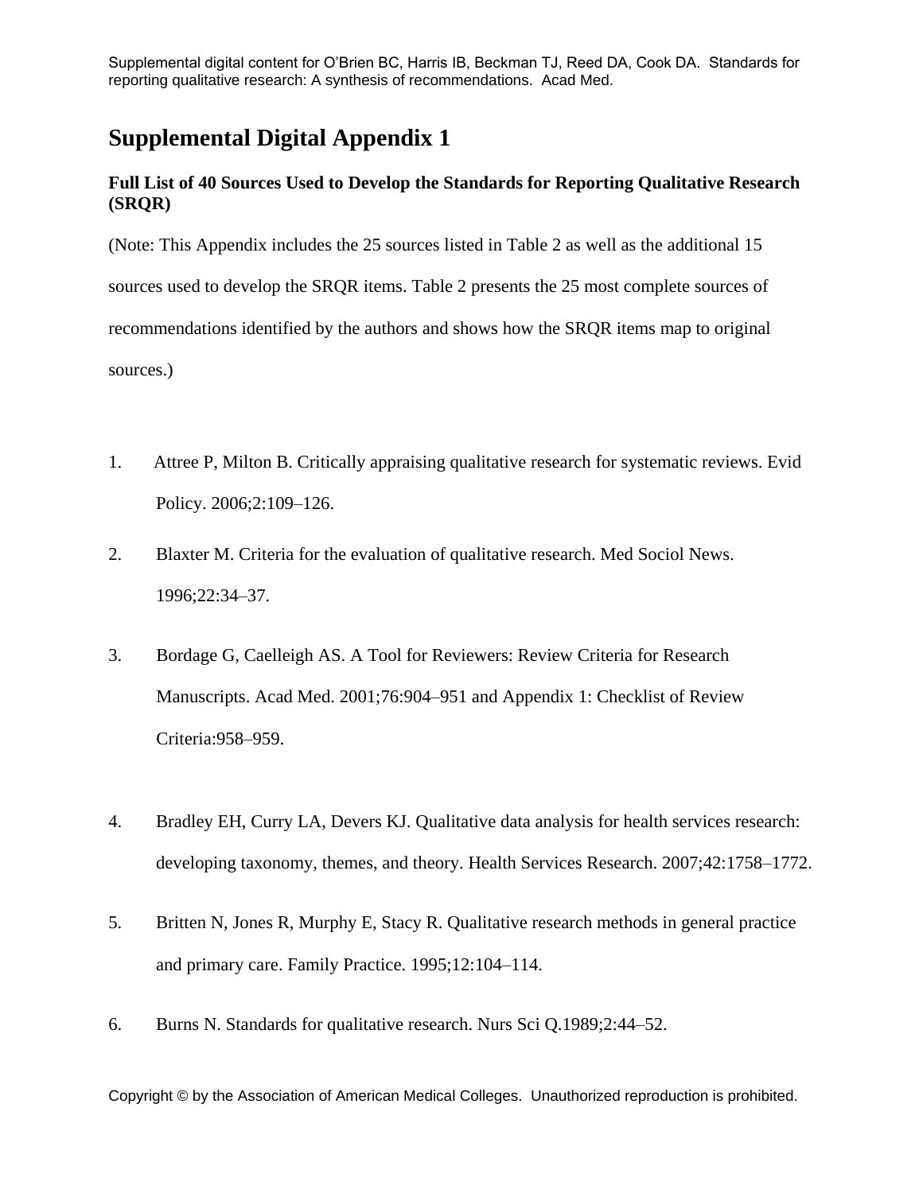# Supplemental Digital Appendix 1

### Full List of 40 Sources Used to Develop the Standards for Reporting Qualitative Research (SRQR)

(Note: This Appendix includes the 25 sources listed in Table 2 as well as the additional 15 sources used to develop the SRQR items. Table 2 presents the 25 most complete sources of recommendations identified by the authors and shows how the SRQR items map to original sources.)

1. Attree P, Milton B. Critically appraising qualitative research for systematic reviews. Evid Policy. 2006;2:109–126.
2. Blaxter M. Criteria for the evaluation of qualitative research. Med Sociol News. 1996;22:34–37.
3. Bordage G, Caelleigh AS. A Tool for Reviewers: Review Criteria for Research Manuscripts. Acad Med. 2001;76:904–951 and Appendix 1: Checklist of Review Criteria:958–959.
4. Bradley EH, Curry LA, Devers KJ. Qualitative data analysis for health services research: developing taxonomy, themes, and theory. Health Services Research. 2007;42:1758–1772.
5. Britten N, Jones R, Murphy E, Stacy R. Qualitative research methods in general practice and primary care. Family Practice. 1995;12:104–114.
6. Burns N. Standards for qualitative research. Nurs Sci Q.1989;2:44–52.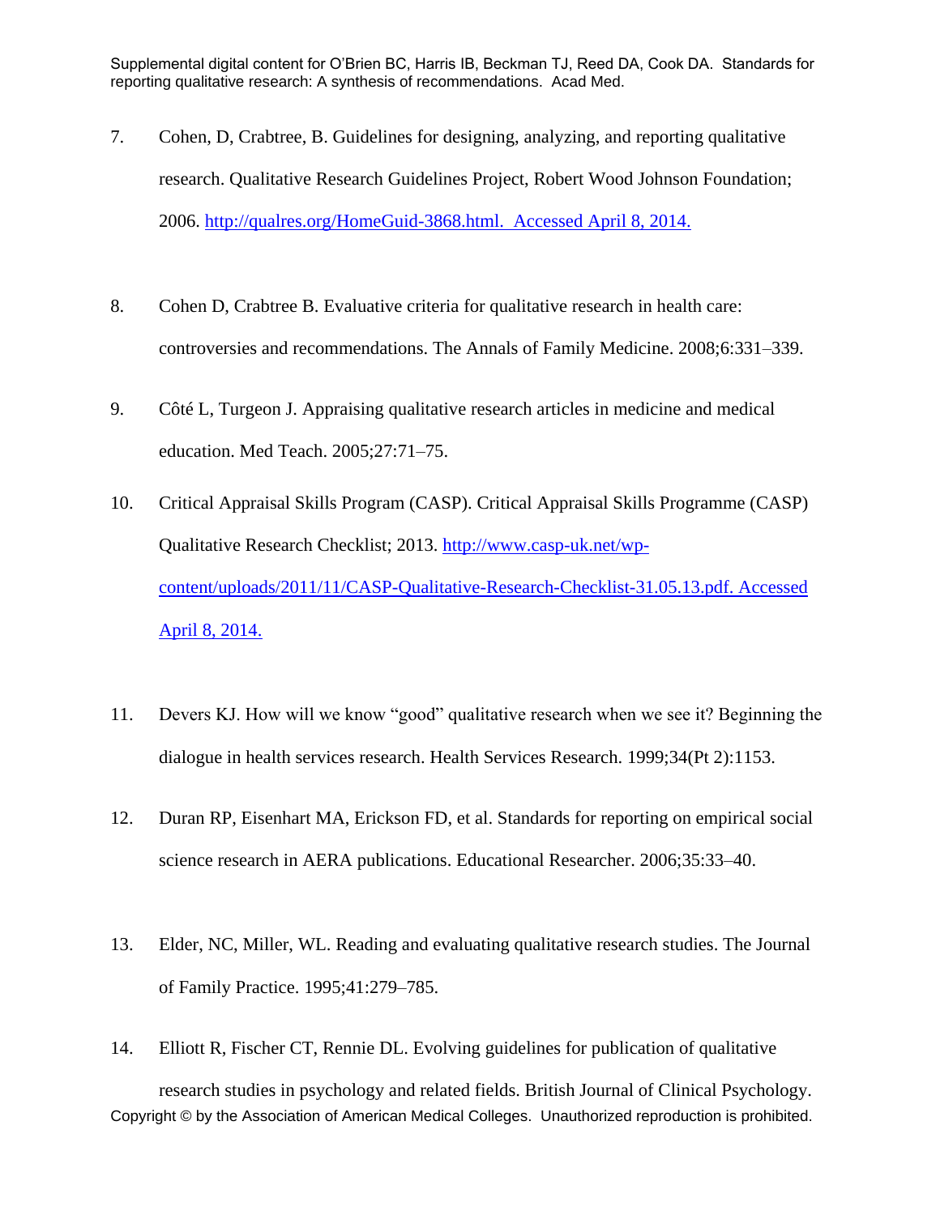7. Cohen, D, Crabtree, B. Guidelines for designing, analyzing, and reporting qualitative research. Qualitative Research Guidelines Project, Robert Wood Johnson Foundation; 2006. http://qualres.org/HomeGuid-3868.html. Accessed April 8, 2014.

8. Cohen D, Crabtree B. Evaluative criteria for qualitative research in health care: controversies and recommendations. The Annals of Family Medicine. 2008;6:331–339.

9. Côté L, Turgeon J. Appraising qualitative research articles in medicine and medical education. Med Teach. 2005;27:71–75.

10. Critical Appraisal Skills Program (CASP). Critical Appraisal Skills Programme (CASP) Qualitative Research Checklist; 2013. http://www.casp-uk.net/wp-content/uploads/2011/11/CASP-Qualitative-Research-Checklist-31.05.13.pdf. Accessed April 8, 2014.

11. Devers KJ. How will we know "good" qualitative research when we see it? Beginning the dialogue in health services research. Health Services Research. 1999;34(Pt 2):1153.

12. Duran RP, Eisenhart MA, Erickson FD, et al. Standards for reporting on empirical social science research in AERA publications. Educational Researcher. 2006;35:33–40.

13. Elder, NC, Miller, WL. Reading and evaluating qualitative research studies. The Journal of Family Practice. 1995;41:279–785.

14. Elliott R, Fischer CT, Rennie DL. Evolving guidelines for publication of qualitative research studies in psychology and related fields. British Journal of Clinical Psychology.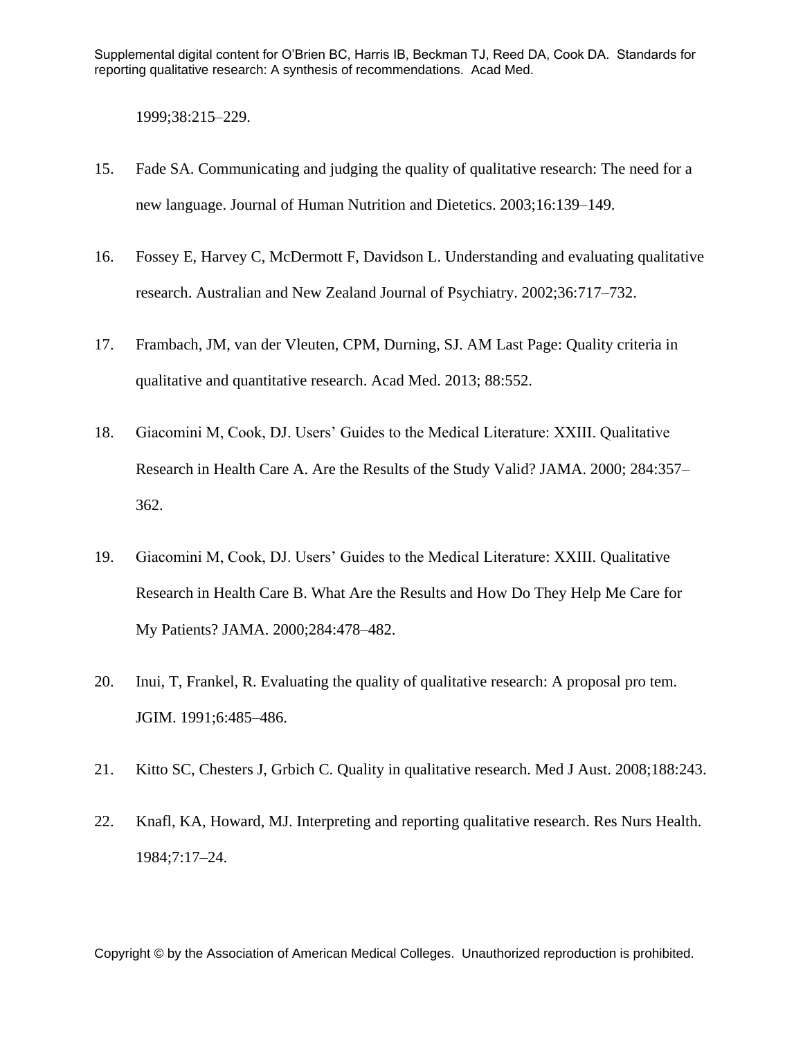1999;38:215–229.

15. Fade SA. Communicating and judging the quality of qualitative research: The need for a new language. Journal of Human Nutrition and Dietetics. 2003;16:139–149.

16. Fossey E, Harvey C, McDermott F, Davidson L. Understanding and evaluating qualitative research. Australian and New Zealand Journal of Psychiatry. 2002;36:717–732.

17. Frambach, JM, van der Vleuten, CPM, Durning, SJ. AM Last Page: Quality criteria in qualitative and quantitative research. Acad Med. 2013; 88:552.

18. Giacomini M, Cook, DJ. Users' Guides to the Medical Literature: XXIII. Qualitative Research in Health Care A. Are the Results of the Study Valid? JAMA. 2000; 284:357–362.

19. Giacomini M, Cook, DJ. Users' Guides to the Medical Literature: XXIII. Qualitative Research in Health Care B. What Are the Results and How Do They Help Me Care for My Patients? JAMA. 2000;284:478–482.

20. Inui, T, Frankel, R. Evaluating the quality of qualitative research: A proposal pro tem. JGIM. 1991;6:485–486.

21. Kitto SC, Chesters J, Grbich C. Quality in qualitative research. Med J Aust. 2008;188:243.

22. Knafl, KA, Howard, MJ. Interpreting and reporting qualitative research. Res Nurs Health. 1984;7:17–24.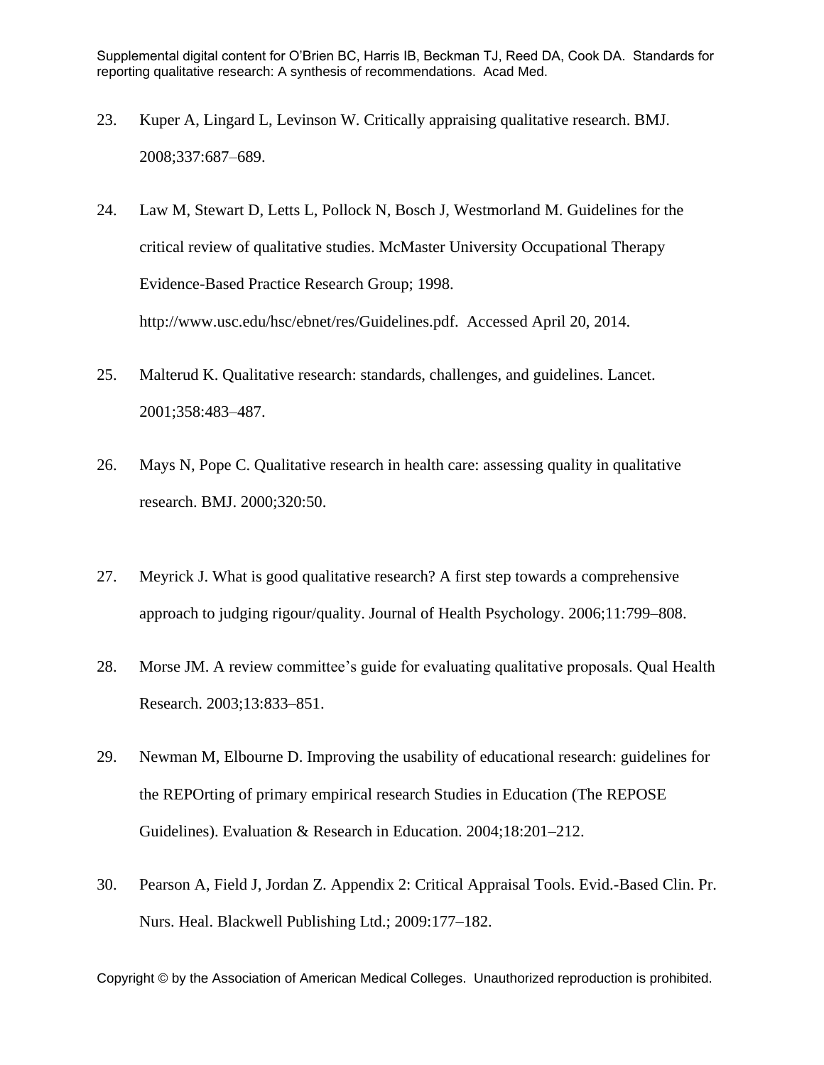23. Kuper A, Lingard L, Levinson W. Critically appraising qualitative research. BMJ. 2008;337:687–689.

24. Law M, Stewart D, Letts L, Pollock N, Bosch J, Westmorland M. Guidelines for the critical review of qualitative studies. McMaster University Occupational Therapy Evidence-Based Practice Research Group; 1998. http://www.usc.edu/hsc/ebnet/res/Guidelines.pdf. Accessed April 20, 2014.

25. Malterud K. Qualitative research: standards, challenges, and guidelines. Lancet. 2001;358:483–487.

26. Mays N, Pope C. Qualitative research in health care: assessing quality in qualitative research. BMJ. 2000;320:50.

27. Meyrick J. What is good qualitative research? A first step towards a comprehensive approach to judging rigour/quality. Journal of Health Psychology. 2006;11:799–808.

28. Morse JM. A review committee's guide for evaluating qualitative proposals. Qual Health Research. 2003;13:833–851.

29. Newman M, Elbourne D. Improving the usability of educational research: guidelines for the REPOrting of primary empirical research Studies in Education (The REPOSE Guidelines). Evaluation & Research in Education. 2004;18:201–212.

30. Pearson A, Field J, Jordan Z. Appendix 2: Critical Appraisal Tools. Evid.-Based Clin. Pr. Nurs. Heal. Blackwell Publishing Ltd.; 2009:177–182.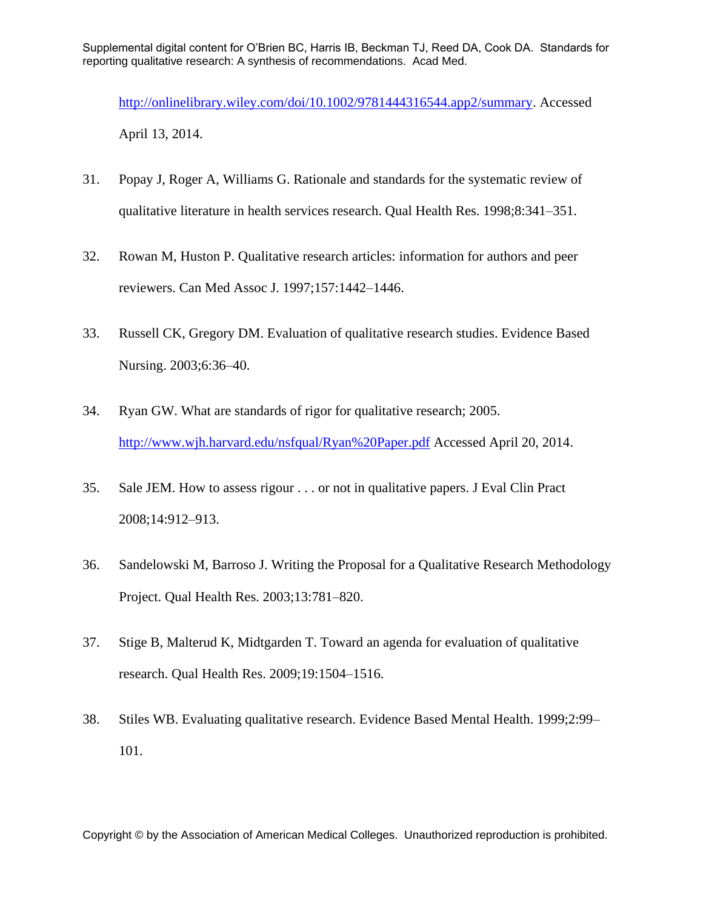http://onlinelibrary.wiley.com/doi/10.1002/9781444316544.app2/summary. Accessed April 13, 2014.

31. Popay J, Roger A, Williams G. Rationale and standards for the systematic review of qualitative literature in health services research. Qual Health Res. 1998;8:341–351.

32. Rowan M, Huston P. Qualitative research articles: information for authors and peer reviewers. Can Med Assoc J. 1997;157:1442–1446.

33. Russell CK, Gregory DM. Evaluation of qualitative research studies. Evidence Based Nursing. 2003;6:36–40.

34. Ryan GW. What are standards of rigor for qualitative research; 2005. http://www.wjh.harvard.edu/nsfqual/Ryan%20Paper.pdf Accessed April 20, 2014.

35. Sale JEM. How to assess rigour . . . or not in qualitative papers. J Eval Clin Pract 2008;14:912–913.

36. Sandelowski M, Barroso J. Writing the Proposal for a Qualitative Research Methodology Project. Qual Health Res. 2003;13:781–820.

37. Stige B, Malterud K, Midtgarden T. Toward an agenda for evaluation of qualitative research. Qual Health Res. 2009;19:1504–1516.

38. Stiles WB. Evaluating qualitative research. Evidence Based Mental Health. 1999;2:99–101.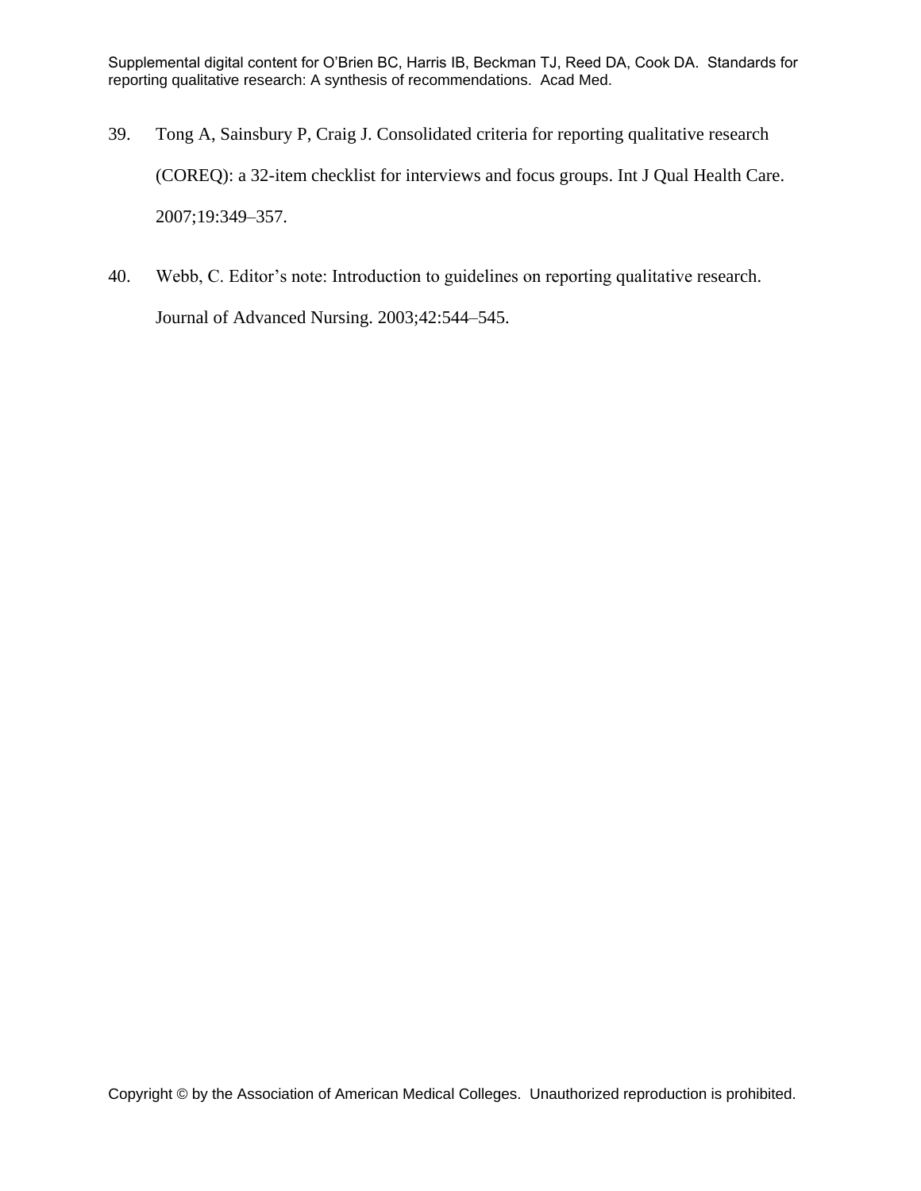39. Tong A, Sainsbury P, Craig J. Consolidated criteria for reporting qualitative research (COREQ): a 32-item checklist for interviews and focus groups. Int J Qual Health Care. 2007;19:349–357.

40. Webb, C. Editor's note: Introduction to guidelines on reporting qualitative research. Journal of Advanced Nursing. 2003;42:544–545.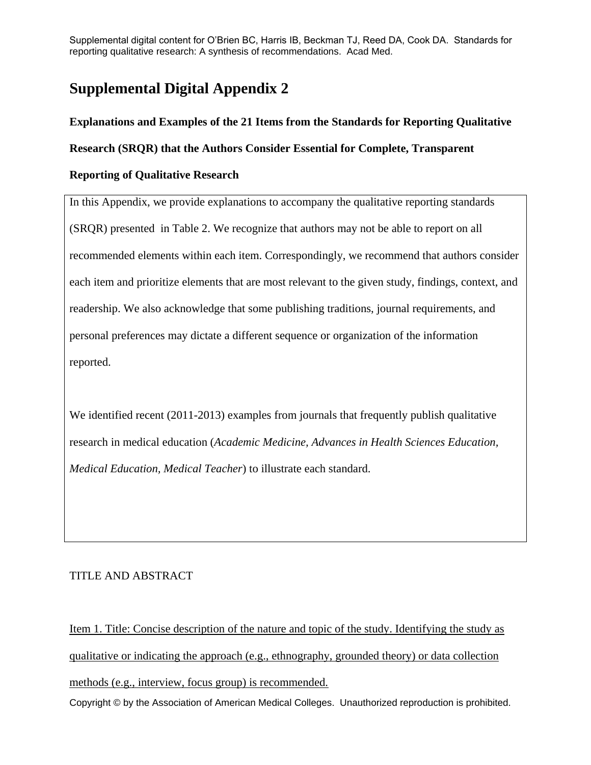# Supplemental Digital Appendix 2

**Explanations and Examples of the 21 Items from the Standards for Reporting Qualitative Research (SRQR) that the Authors Consider Essential for Complete, Transparent Reporting of Qualitative Research**

In this Appendix, we provide explanations to accompany the qualitative reporting standards (SRQR) presented in Table 2. We recognize that authors may not be able to report on all recommended elements within each item. Correspondingly, we recommend that authors consider each item and prioritize elements that are most relevant to the given study, findings, context, and readership. We also acknowledge that some publishing traditions, journal requirements, and personal preferences may dictate a different sequence or organization of the information reported.

We identified recent (2011-2013) examples from journals that frequently publish qualitative research in medical education (*Academic Medicine, Advances in Health Sciences Education, Medical Education, Medical Teacher*) to illustrate each standard.

TITLE AND ABSTRACT

<u>Item 1. Title: Concise description of the nature and topic of the study. Identifying the study as qualitative or indicating the approach (e.g., ethnography, grounded theory) or data collection methods (e.g., interview, focus group) is recommended.</u>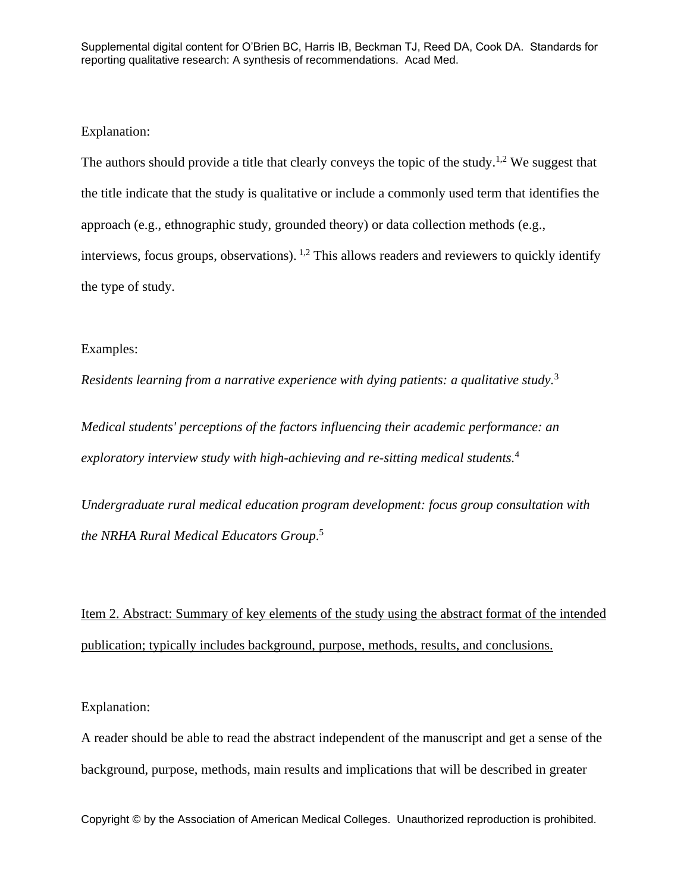Explanation:

The authors should provide a title that clearly conveys the topic of the study.[1,2] We suggest that the title indicate that the study is qualitative or include a commonly used term that identifies the approach (e.g., ethnographic study, grounded theory) or data collection methods (e.g., interviews, focus groups, observations). [1,2] This allows readers and reviewers to quickly identify the type of study.

Examples:

*Residents learning from a narrative experience with dying patients: a qualitative study*.[3]

*Medical students' perceptions of the factors influencing their academic performance: an exploratory interview study with high-achieving and re-sitting medical students.*[4]

*Undergraduate rural medical education program development: focus group consultation with the NRHA Rural Medical Educators Group*.[5]

<u>Item 2. Abstract: Summary of key elements of the study using the abstract format of the intended publication; typically includes background, purpose, methods, results, and conclusions.</u>

Explanation:

A reader should be able to read the abstract independent of the manuscript and get a sense of the background, purpose, methods, main results and implications that will be described in greater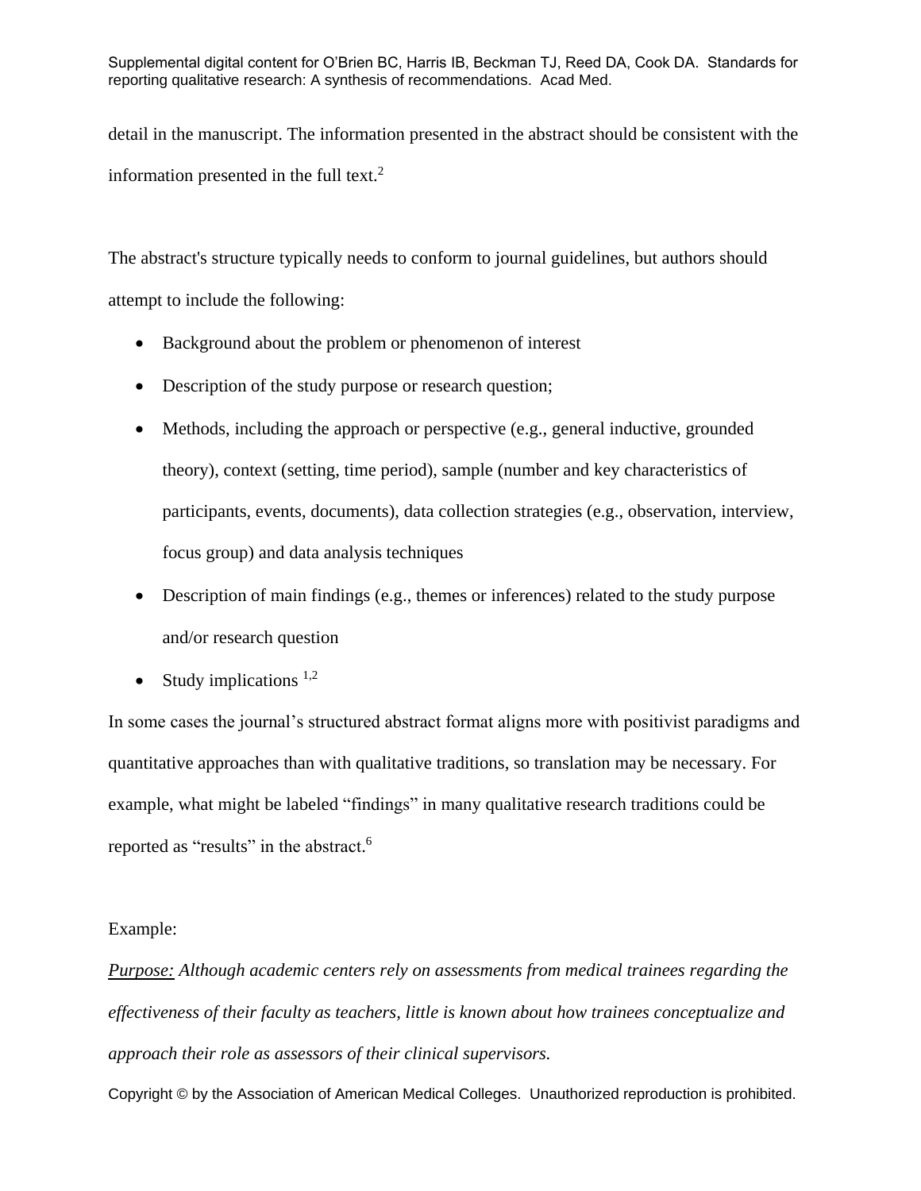detail in the manuscript. The information presented in the abstract should be consistent with the information presented in the full text.[2]

The abstract's structure typically needs to conform to journal guidelines, but authors should attempt to include the following:

- Background about the problem or phenomenon of interest
- Description of the study purpose or research question;
- Methods, including the approach or perspective (e.g., general inductive, grounded theory), context (setting, time period), sample (number and key characteristics of participants, events, documents), data collection strategies (e.g., observation, interview, focus group) and data analysis techniques
- Description of main findings (e.g., themes or inferences) related to the study purpose and/or research question
- Study implications [1,2]

In some cases the journal's structured abstract format aligns more with positivist paradigms and quantitative approaches than with qualitative traditions, so translation may be necessary. For example, what might be labeled "findings" in many qualitative research traditions could be reported as "results" in the abstract.[6]

Example:

<u>*Purpose:*</u> *Although academic centers rely on assessments from medical trainees regarding the effectiveness of their faculty as teachers, little is known about how trainees conceptualize and approach their role as assessors of their clinical supervisors.*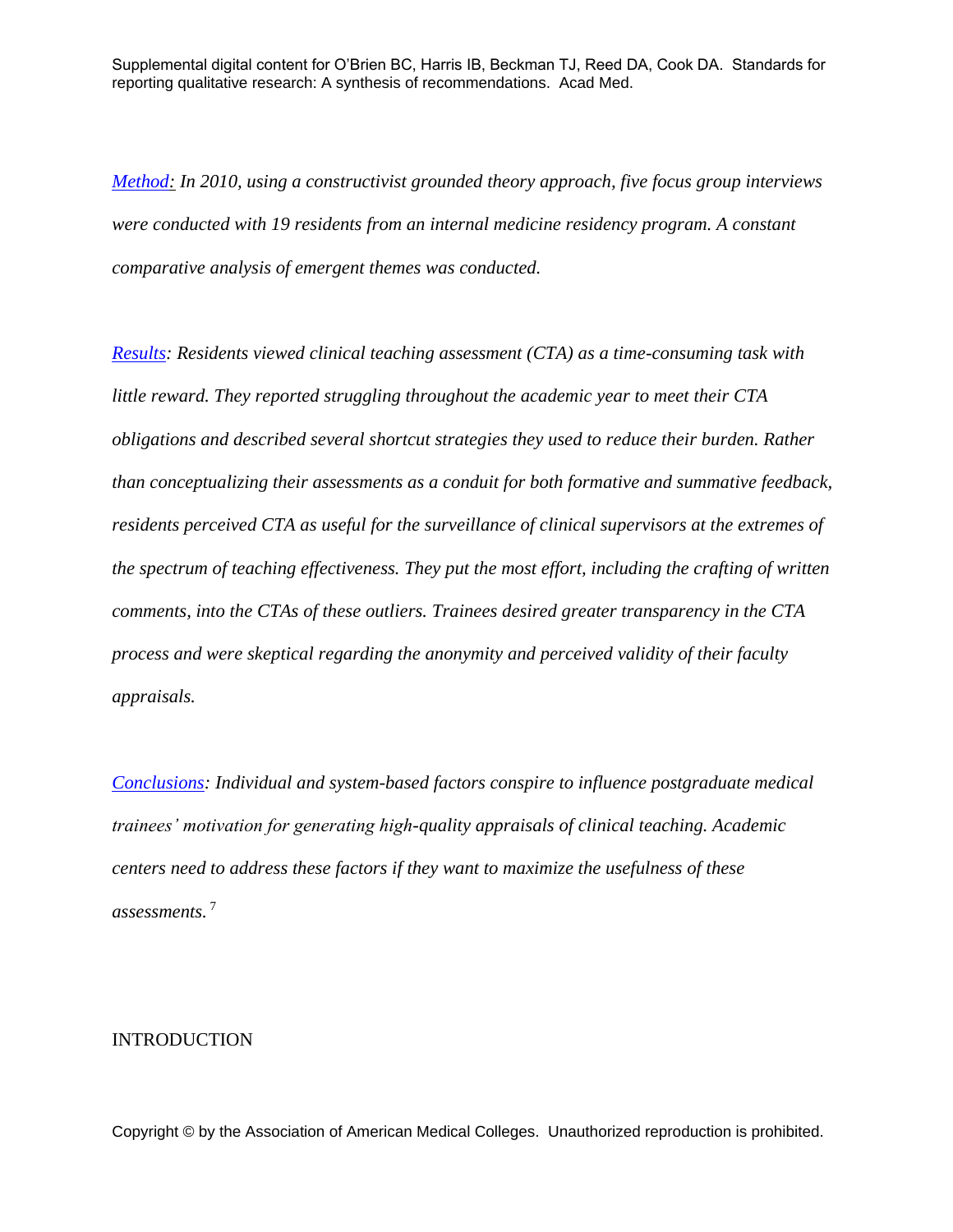[Method:](#) *In 2010, using a constructivist grounded theory approach, five focus group interviews were conducted with 19 residents from an internal medicine residency program. A constant comparative analysis of emergent themes was conducted.*

[Results](#)*: Residents viewed clinical teaching assessment (CTA) as a time-consuming task with little reward. They reported struggling throughout the academic year to meet their CTA obligations and described several shortcut strategies they used to reduce their burden. Rather than conceptualizing their assessments as a conduit for both formative and summative feedback, residents perceived CTA as useful for the surveillance of clinical supervisors at the extremes of the spectrum of teaching effectiveness. They put the most effort, including the crafting of written comments, into the CTAs of these outliers. Trainees desired greater transparency in the CTA process and were skeptical regarding the anonymity and perceived validity of their faculty appraisals.*

[Conclusions](#)*: Individual and system-based factors conspire to influence postgraduate medical trainees' motivation for generating high-quality appraisals of clinical teaching. Academic centers need to address these factors if they want to maximize the usefulness of these assessments.* [7]

INTRODUCTION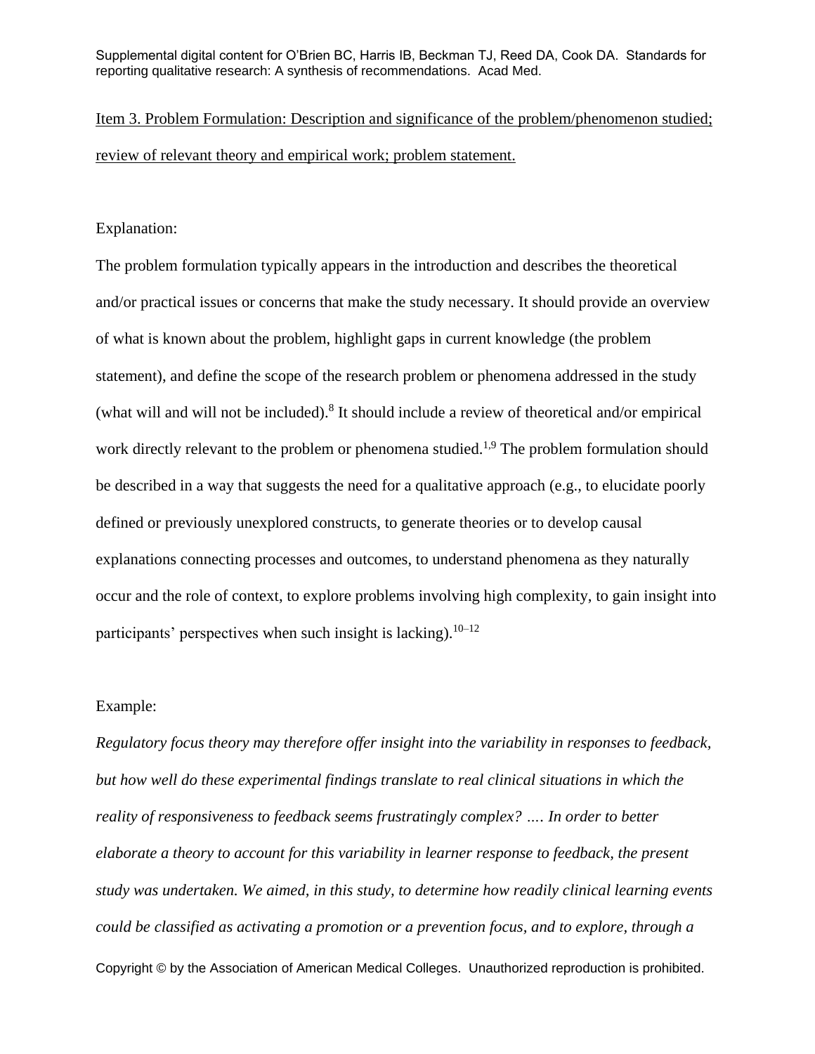Item 3. Problem Formulation: Description and significance of the problem/phenomenon studied; review of relevant theory and empirical work; problem statement.

Explanation:

The problem formulation typically appears in the introduction and describes the theoretical and/or practical issues or concerns that make the study necessary. It should provide an overview of what is known about the problem, highlight gaps in current knowledge (the problem statement), and define the scope of the research problem or phenomena addressed in the study (what will and will not be included).[8] It should include a review of theoretical and/or empirical work directly relevant to the problem or phenomena studied.[1,9] The problem formulation should be described in a way that suggests the need for a qualitative approach (e.g., to elucidate poorly defined or previously unexplored constructs, to generate theories or to develop causal explanations connecting processes and outcomes, to understand phenomena as they naturally occur and the role of context, to explore problems involving high complexity, to gain insight into participants' perspectives when such insight is lacking).[10–12]

Example:

*Regulatory focus theory may therefore offer insight into the variability in responses to feedback, but how well do these experimental findings translate to real clinical situations in which the reality of responsiveness to feedback seems frustratingly complex? …. In order to better elaborate a theory to account for this variability in learner response to feedback, the present study was undertaken. We aimed, in this study, to determine how readily clinical learning events could be classified as activating a promotion or a prevention focus, and to explore, through a*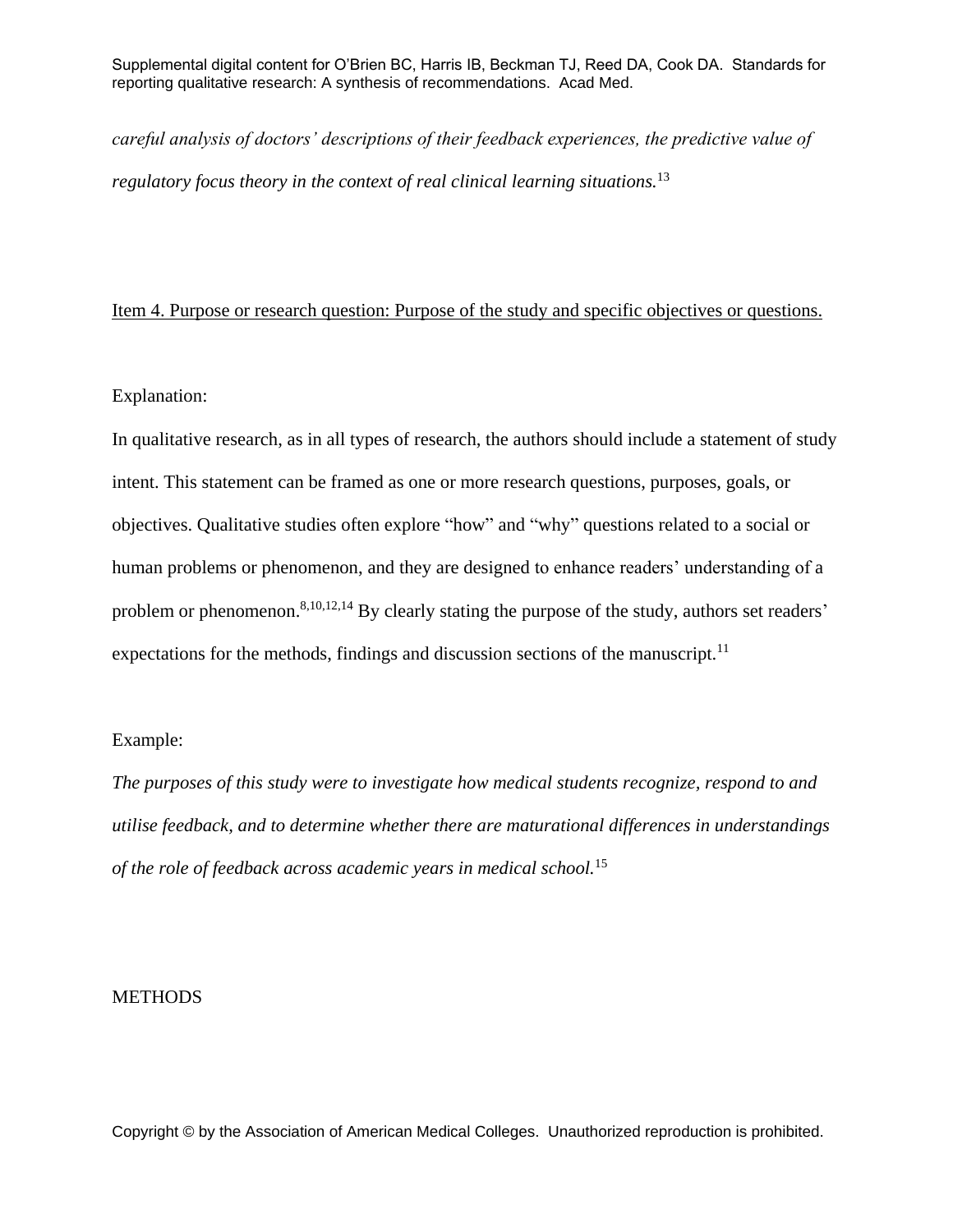*careful analysis of doctors' descriptions of their feedback experiences, the predictive value of regulatory focus theory in the context of real clinical learning situations.*[13]

Item 4. Purpose or research question: Purpose of the study and specific objectives or questions.

Explanation:

In qualitative research, as in all types of research, the authors should include a statement of study intent. This statement can be framed as one or more research questions, purposes, goals, or objectives. Qualitative studies often explore "how" and "why" questions related to a social or human problems or phenomenon, and they are designed to enhance readers' understanding of a problem or phenomenon.[8,10,12,14] By clearly stating the purpose of the study, authors set readers' expectations for the methods, findings and discussion sections of the manuscript.[11]

Example:

*The purposes of this study were to investigate how medical students recognize, respond to and utilise feedback, and to determine whether there are maturational differences in understandings of the role of feedback across academic years in medical school.*[15]

METHODS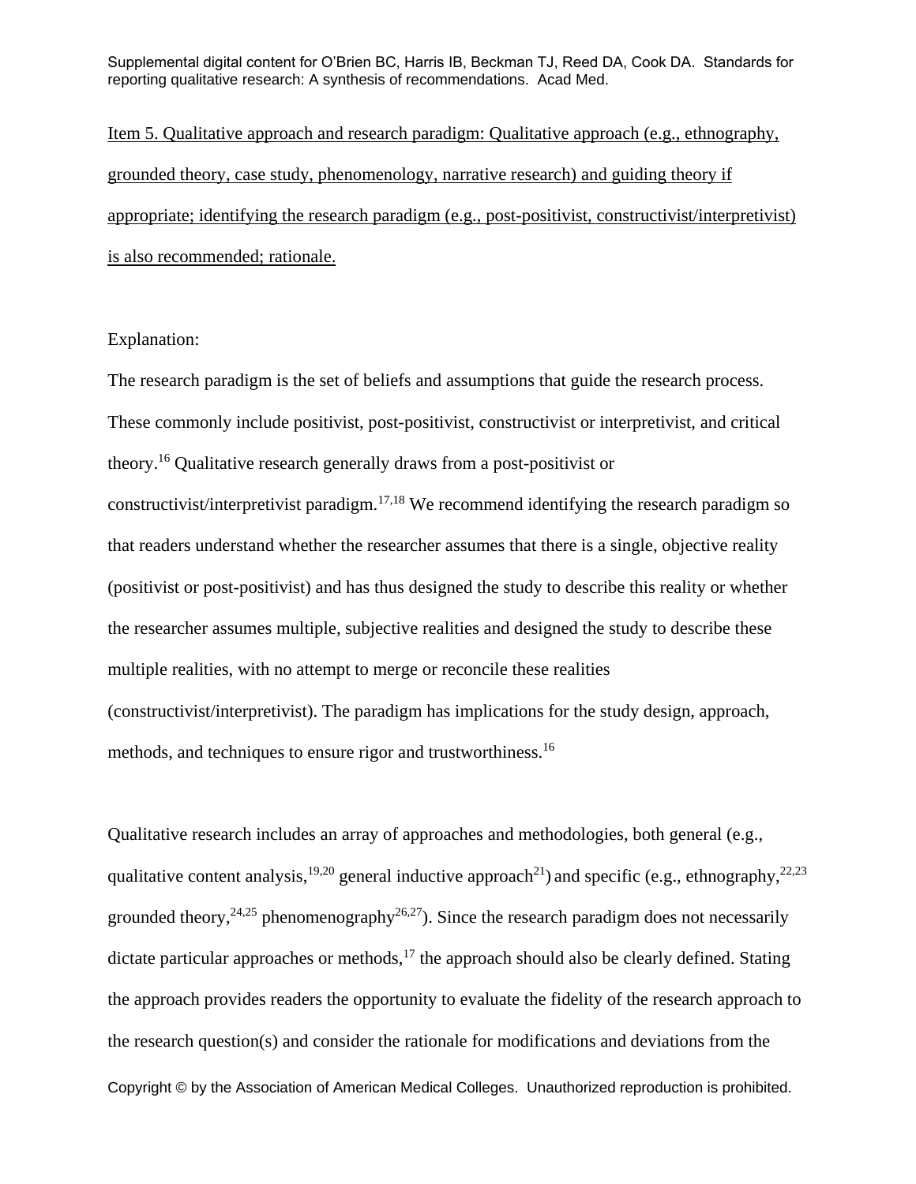<u>Item 5. Qualitative approach and research paradigm: Qualitative approach (e.g., ethnography, grounded theory, case study, phenomenology, narrative research) and guiding theory if appropriate; identifying the research paradigm (e.g., post-positivist, constructivist/interpretivist) is also recommended; rationale.</u>

Explanation:

The research paradigm is the set of beliefs and assumptions that guide the research process. These commonly include positivist, post-positivist, constructivist or interpretivist, and critical theory.[16] Qualitative research generally draws from a post-positivist or constructivist/interpretivist paradigm.[17,18] We recommend identifying the research paradigm so that readers understand whether the researcher assumes that there is a single, objective reality (positivist or post-positivist) and has thus designed the study to describe this reality or whether the researcher assumes multiple, subjective realities and designed the study to describe these multiple realities, with no attempt to merge or reconcile these realities (constructivist/interpretivist). The paradigm has implications for the study design, approach, methods, and techniques to ensure rigor and trustworthiness.[16]

Qualitative research includes an array of approaches and methodologies, both general (e.g., qualitative content analysis,[19,20] general inductive approach[21]) and specific (e.g., ethnography,[22,23] grounded theory,[24,25] phenomenography[26,27]). Since the research paradigm does not necessarily dictate particular approaches or methods,[17] the approach should also be clearly defined. Stating the approach provides readers the opportunity to evaluate the fidelity of the research approach to the research question(s) and consider the rationale for modifications and deviations from the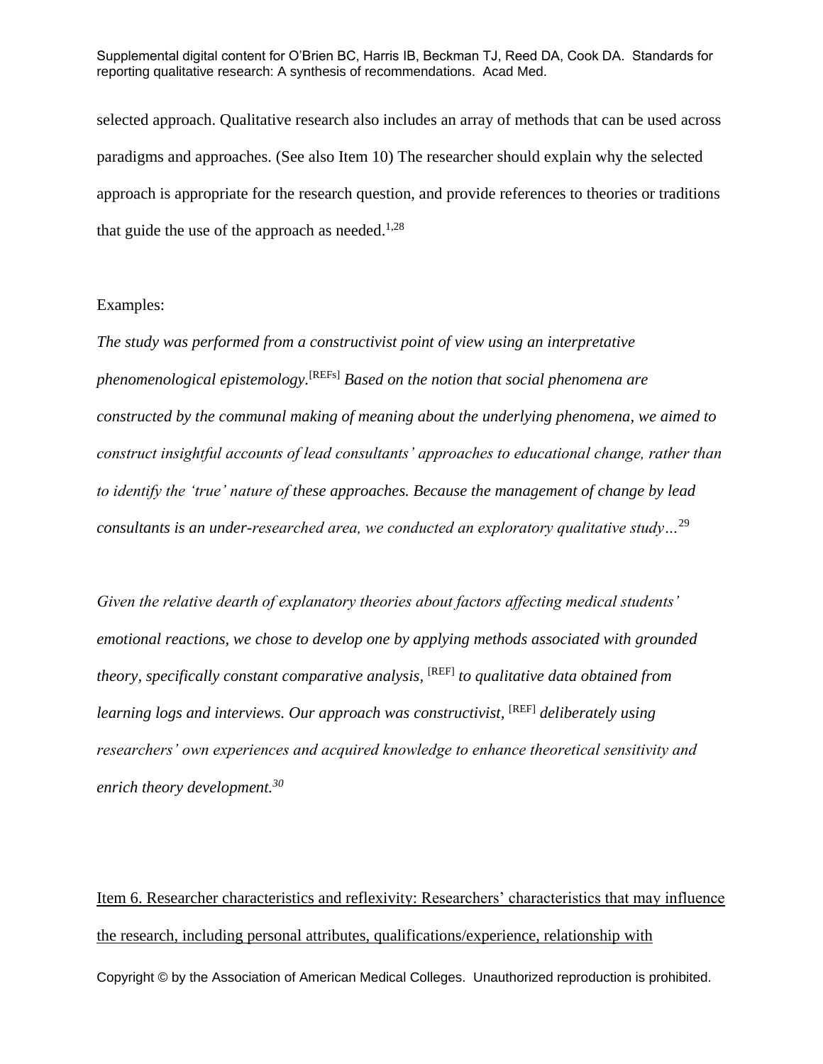selected approach. Qualitative research also includes an array of methods that can be used across paradigms and approaches. (See also Item 10) The researcher should explain why the selected approach is appropriate for the research question, and provide references to theories or traditions that guide the use of the approach as needed.[1,28]

Examples:

*The study was performed from a constructivist point of view using an interpretative phenomenological epistemology.*[REFs] *Based on the notion that social phenomena are constructed by the communal making of meaning about the underlying phenomena, we aimed to construct insightful accounts of lead consultants' approaches to educational change, rather than to identify the 'true' nature of these approaches. Because the management of change by lead consultants is an under-researched area, we conducted an exploratory qualitative study…*[29]

*Given the relative dearth of explanatory theories about factors affecting medical students' emotional reactions, we chose to develop one by applying methods associated with grounded theory, specifically constant comparative analysis,* [REF] *to qualitative data obtained from learning logs and interviews. Our approach was constructivist,* [REF] *deliberately using researchers' own experiences and acquired knowledge to enhance theoretical sensitivity and enrich theory development.*[30]

Item 6. Researcher characteristics and reflexivity: Researchers' characteristics that may influence the research, including personal attributes, qualifications/experience, relationship with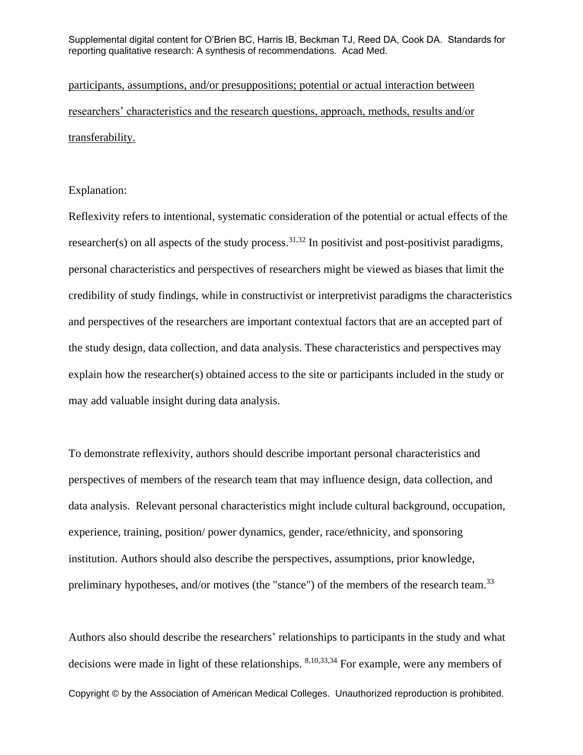participants, assumptions, and/or presuppositions; potential or actual interaction between researchers' characteristics and the research questions, approach, methods, results and/or transferability.

Explanation:

Reflexivity refers to intentional, systematic consideration of the potential or actual effects of the researcher(s) on all aspects of the study process.[31,32] In positivist and post-positivist paradigms, personal characteristics and perspectives of researchers might be viewed as biases that limit the credibility of study findings, while in constructivist or interpretivist paradigms the characteristics and perspectives of the researchers are important contextual factors that are an accepted part of the study design, data collection, and data analysis. These characteristics and perspectives may explain how the researcher(s) obtained access to the site or participants included in the study or may add valuable insight during data analysis.

To demonstrate reflexivity, authors should describe important personal characteristics and perspectives of members of the research team that may influence design, data collection, and data analysis. Relevant personal characteristics might include cultural background, occupation, experience, training, position/ power dynamics, gender, race/ethnicity, and sponsoring institution. Authors should also describe the perspectives, assumptions, prior knowledge, preliminary hypotheses, and/or motives (the "stance") of the members of the research team.[33]

Authors also should describe the researchers' relationships to participants in the study and what decisions were made in light of these relationships. [8,10,33,34] For example, were any members of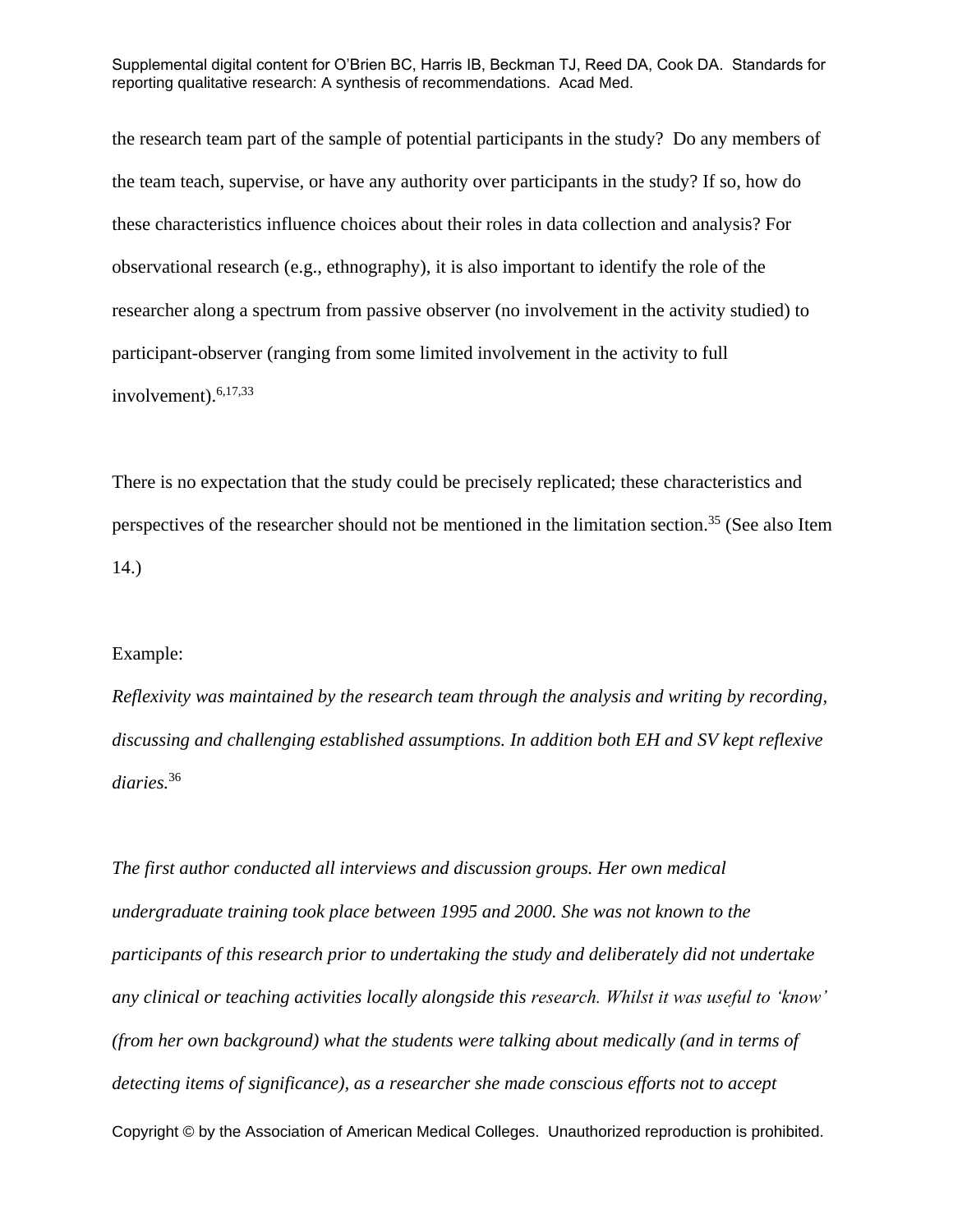the research team part of the sample of potential participants in the study? Do any members of the team teach, supervise, or have any authority over participants in the study? If so, how do these characteristics influence choices about their roles in data collection and analysis? For observational research (e.g., ethnography), it is also important to identify the role of the researcher along a spectrum from passive observer (no involvement in the activity studied) to participant-observer (ranging from some limited involvement in the activity to full involvement).[6,17,33]

There is no expectation that the study could be precisely replicated; these characteristics and perspectives of the researcher should not be mentioned in the limitation section.[35] (See also Item 14.)

Example:

*Reflexivity was maintained by the research team through the analysis and writing by recording, discussing and challenging established assumptions. In addition both EH and SV kept reflexive diaries.*[36]

*The first author conducted all interviews and discussion groups. Her own medical undergraduate training took place between 1995 and 2000. She was not known to the participants of this research prior to undertaking the study and deliberately did not undertake any clinical or teaching activities locally alongside this research. Whilst it was useful to 'know' (from her own background) what the students were talking about medically (and in terms of detecting items of significance), as a researcher she made conscious efforts not to accept*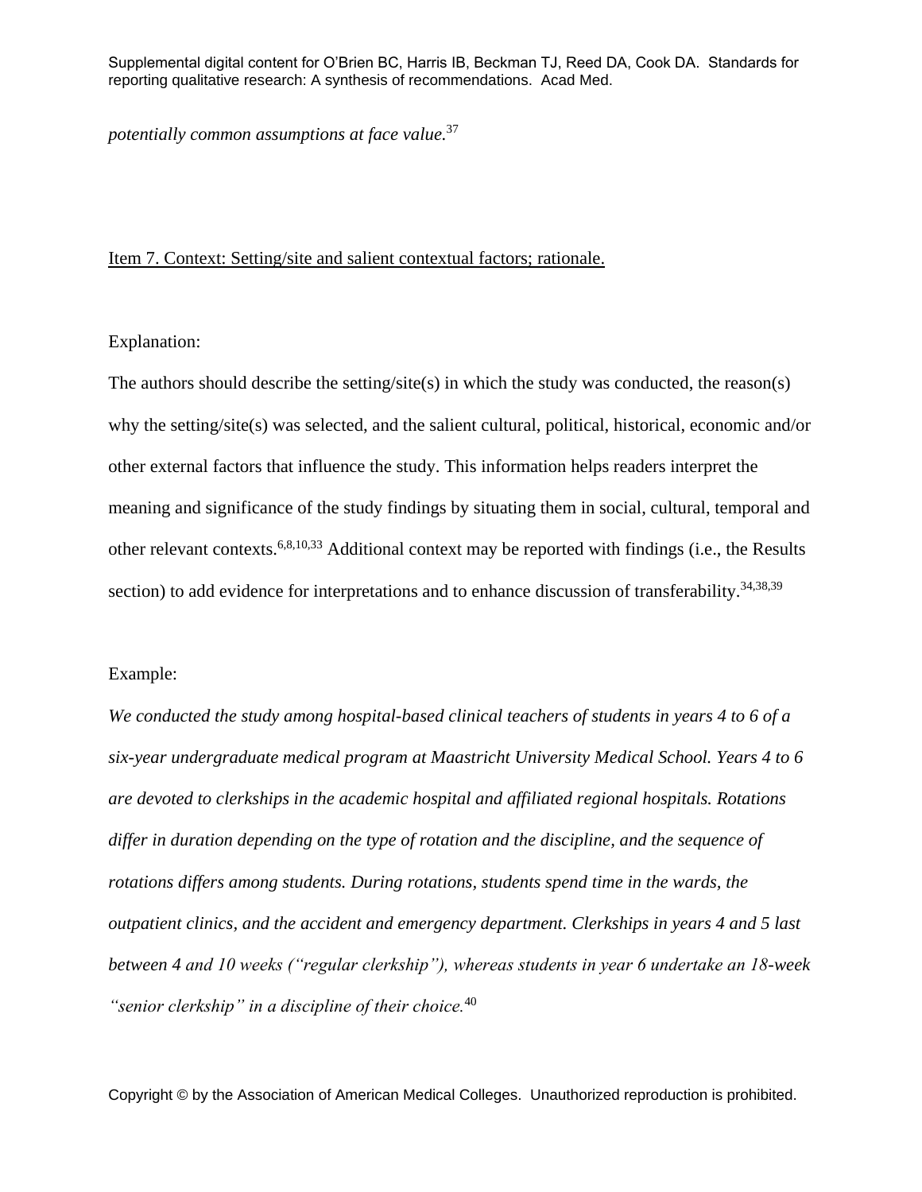*potentially common assumptions at face value.*[37]

Item 7. Context: Setting/site and salient contextual factors; rationale.

Explanation:

The authors should describe the setting/site(s) in which the study was conducted, the reason(s) why the setting/site(s) was selected, and the salient cultural, political, historical, economic and/or other external factors that influence the study. This information helps readers interpret the meaning and significance of the study findings by situating them in social, cultural, temporal and other relevant contexts.[6,8,10,33] Additional context may be reported with findings (i.e., the Results section) to add evidence for interpretations and to enhance discussion of transferability.[34,38,39]

Example:

*We conducted the study among hospital-based clinical teachers of students in years 4 to 6 of a six-year undergraduate medical program at Maastricht University Medical School. Years 4 to 6 are devoted to clerkships in the academic hospital and affiliated regional hospitals. Rotations differ in duration depending on the type of rotation and the discipline, and the sequence of rotations differs among students. During rotations, students spend time in the wards, the outpatient clinics, and the accident and emergency department. Clerkships in years 4 and 5 last between 4 and 10 weeks ("regular clerkship"), whereas students in year 6 undertake an 18-week "senior clerkship" in a discipline of their choice.*[40]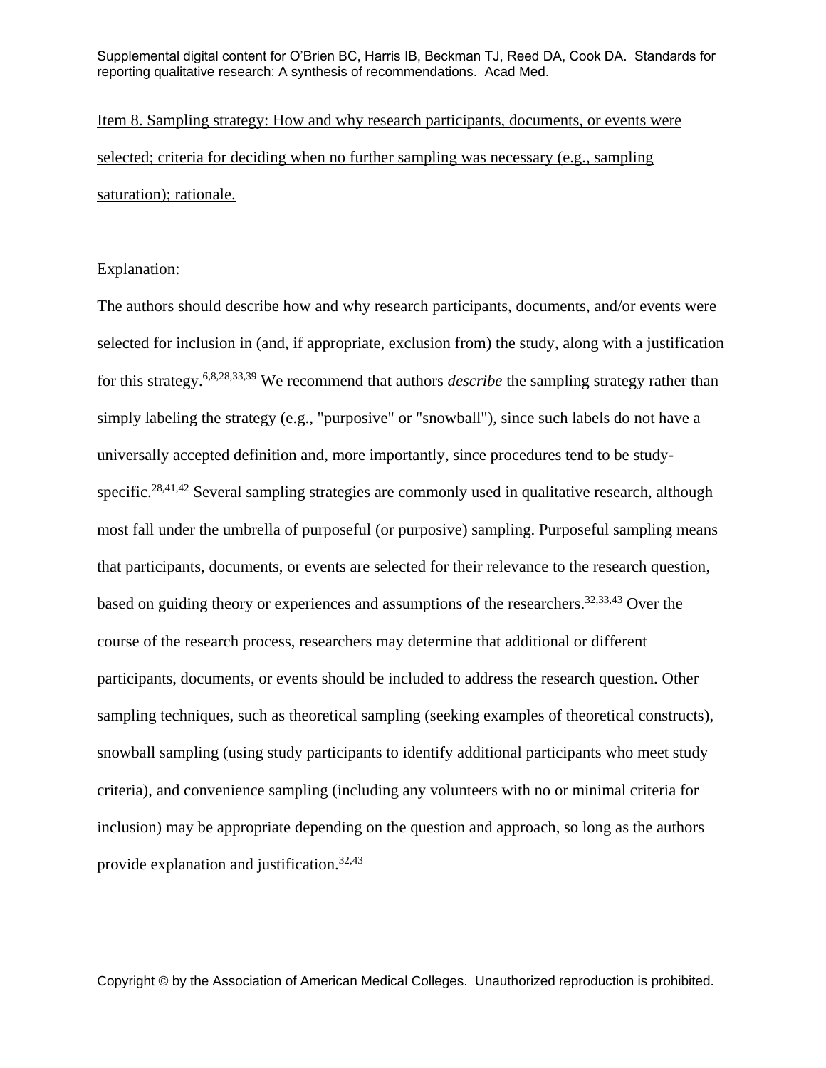<u>Item 8. Sampling strategy: How and why research participants, documents, or events were selected; criteria for deciding when no further sampling was necessary (e.g., sampling saturation); rationale.</u>

Explanation:

The authors should describe how and why research participants, documents, and/or events were selected for inclusion in (and, if appropriate, exclusion from) the study, along with a justification for this strategy.[6,8,28,33,39] We recommend that authors *describe* the sampling strategy rather than simply labeling the strategy (e.g., "purposive" or "snowball"), since such labels do not have a universally accepted definition and, more importantly, since procedures tend to be study-specific.[28,41,42] Several sampling strategies are commonly used in qualitative research, although most fall under the umbrella of purposeful (or purposive) sampling. Purposeful sampling means that participants, documents, or events are selected for their relevance to the research question, based on guiding theory or experiences and assumptions of the researchers.[32,33,43] Over the course of the research process, researchers may determine that additional or different participants, documents, or events should be included to address the research question. Other sampling techniques, such as theoretical sampling (seeking examples of theoretical constructs), snowball sampling (using study participants to identify additional participants who meet study criteria), and convenience sampling (including any volunteers with no or minimal criteria for inclusion) may be appropriate depending on the question and approach, so long as the authors provide explanation and justification.[32,43]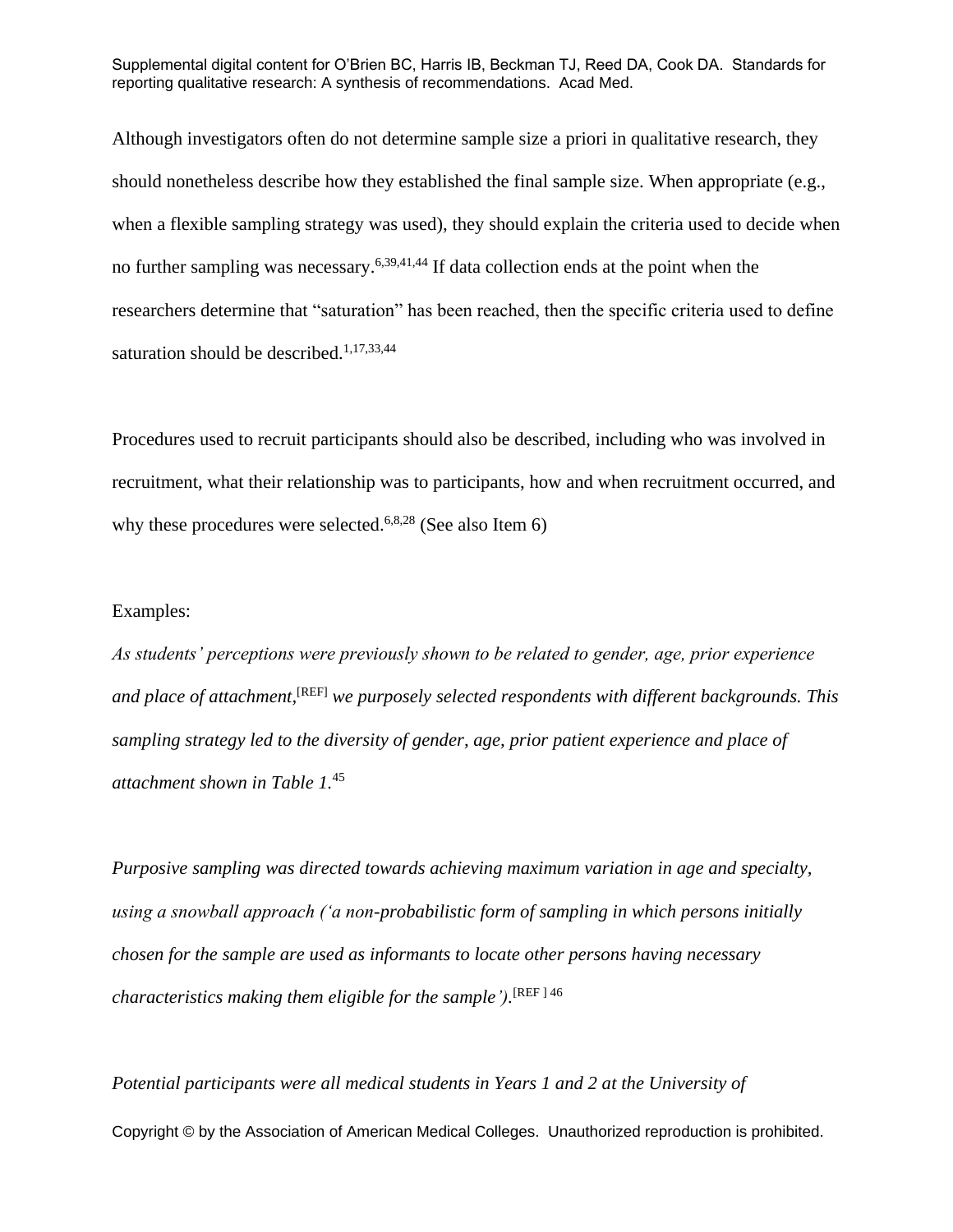Although investigators often do not determine sample size a priori in qualitative research, they should nonetheless describe how they established the final sample size. When appropriate (e.g., when a flexible sampling strategy was used), they should explain the criteria used to decide when no further sampling was necessary.[6,39,41,44] If data collection ends at the point when the researchers determine that "saturation" has been reached, then the specific criteria used to define saturation should be described.[1,17,33,44]

Procedures used to recruit participants should also be described, including who was involved in recruitment, what their relationship was to participants, how and when recruitment occurred, and why these procedures were selected.[6,8,28] (See also Item 6)

Examples:

*As students' perceptions were previously shown to be related to gender, age, prior experience and place of attachment,*[REF] *we purposely selected respondents with different backgrounds. This sampling strategy led to the diversity of gender, age, prior patient experience and place of attachment shown in Table 1.*[45]

*Purposive sampling was directed towards achieving maximum variation in age and specialty, using a snowball approach ('a non-probabilistic form of sampling in which persons initially chosen for the sample are used as informants to locate other persons having necessary characteristics making them eligible for the sample').*[REF] [46]

*Potential participants were all medical students in Years 1 and 2 at the University of*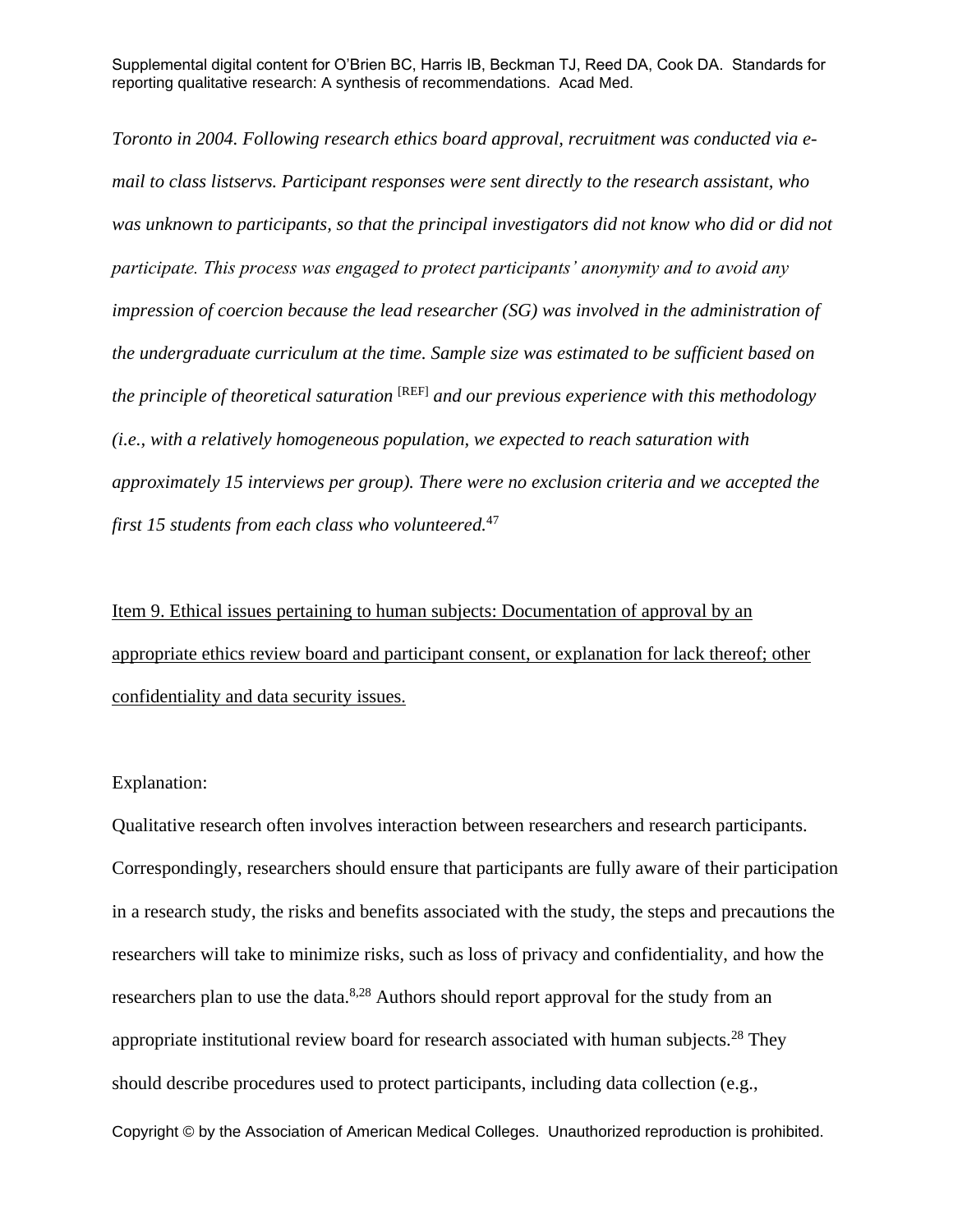*Toronto in 2004. Following research ethics board approval, recruitment was conducted via e-mail to class listservs. Participant responses were sent directly to the research assistant, who was unknown to participants, so that the principal investigators did not know who did or did not participate. This process was engaged to protect participants' anonymity and to avoid any impression of coercion because the lead researcher (SG) was involved in the administration of the undergraduate curriculum at the time. Sample size was estimated to be sufficient based on the principle of theoretical saturation* [REF] *and our previous experience with this methodology (i.e., with a relatively homogeneous population, we expected to reach saturation with approximately 15 interviews per group). There were no exclusion criteria and we accepted the first 15 students from each class who volunteered.*[47]

<u>Item 9. Ethical issues pertaining to human subjects: Documentation of approval by an appropriate ethics review board and participant consent, or explanation for lack thereof; other confidentiality and data security issues.</u>

Explanation:

Qualitative research often involves interaction between researchers and research participants. Correspondingly, researchers should ensure that participants are fully aware of their participation in a research study, the risks and benefits associated with the study, the steps and precautions the researchers will take to minimize risks, such as loss of privacy and confidentiality, and how the researchers plan to use the data.[8,28] Authors should report approval for the study from an appropriate institutional review board for research associated with human subjects.[28] They should describe procedures used to protect participants, including data collection (e.g.,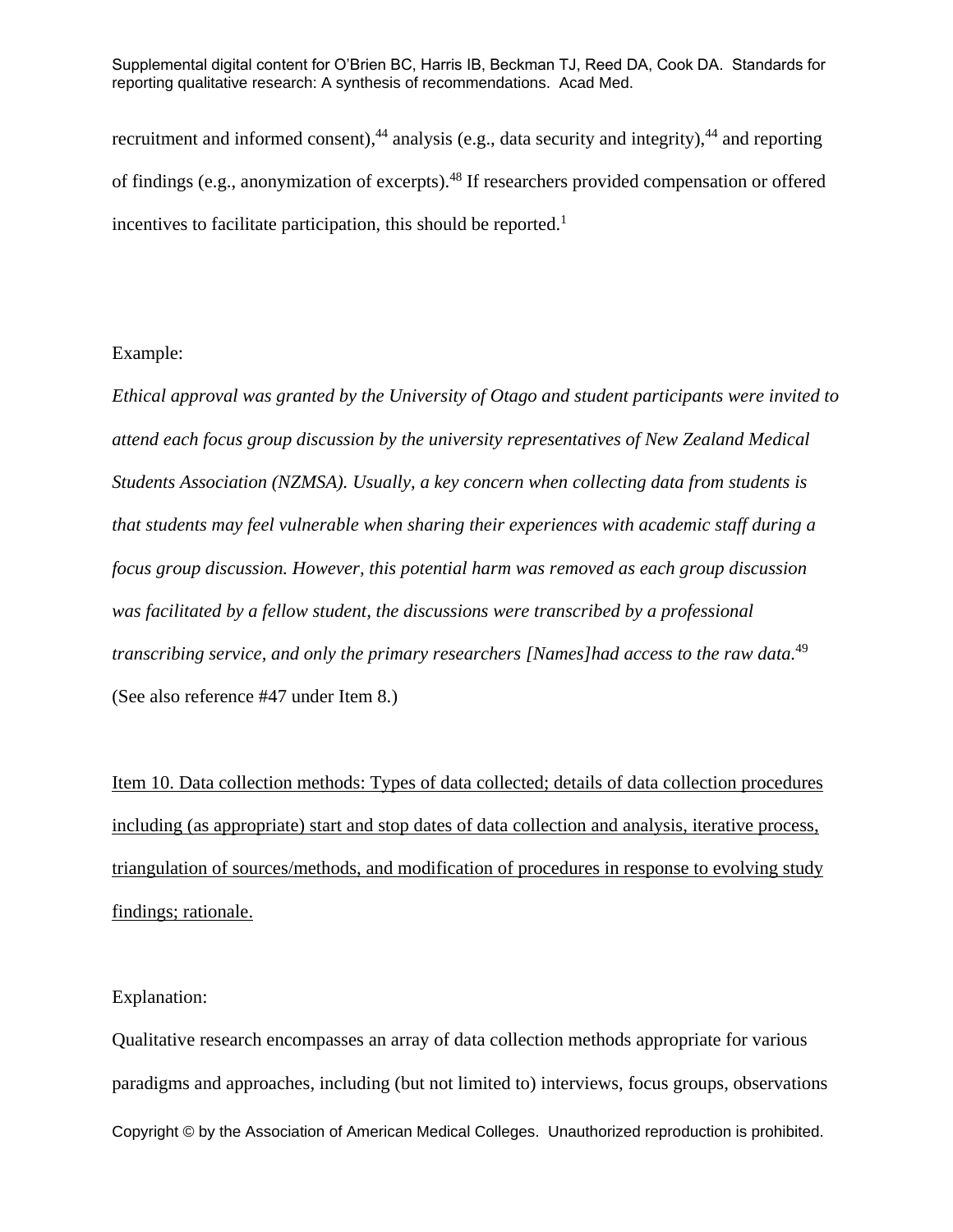recruitment and informed consent),[44] analysis (e.g., data security and integrity),[44] and reporting of findings (e.g., anonymization of excerpts).[48] If researchers provided compensation or offered incentives to facilitate participation, this should be reported.[1]

Example:

*Ethical approval was granted by the University of Otago and student participants were invited to attend each focus group discussion by the university representatives of New Zealand Medical Students Association (NZMSA). Usually, a key concern when collecting data from students is that students may feel vulnerable when sharing their experiences with academic staff during a focus group discussion. However, this potential harm was removed as each group discussion was facilitated by a fellow student, the discussions were transcribed by a professional transcribing service, and only the primary researchers [Names]had access to the raw data.*[49]
(See also reference #47 under Item 8.)

<u>Item 10. Data collection methods: Types of data collected; details of data collection procedures including (as appropriate) start and stop dates of data collection and analysis, iterative process, triangulation of sources/methods, and modification of procedures in response to evolving study findings; rationale.</u>

Explanation:

Qualitative research encompasses an array of data collection methods appropriate for various paradigms and approaches, including (but not limited to) interviews, focus groups, observations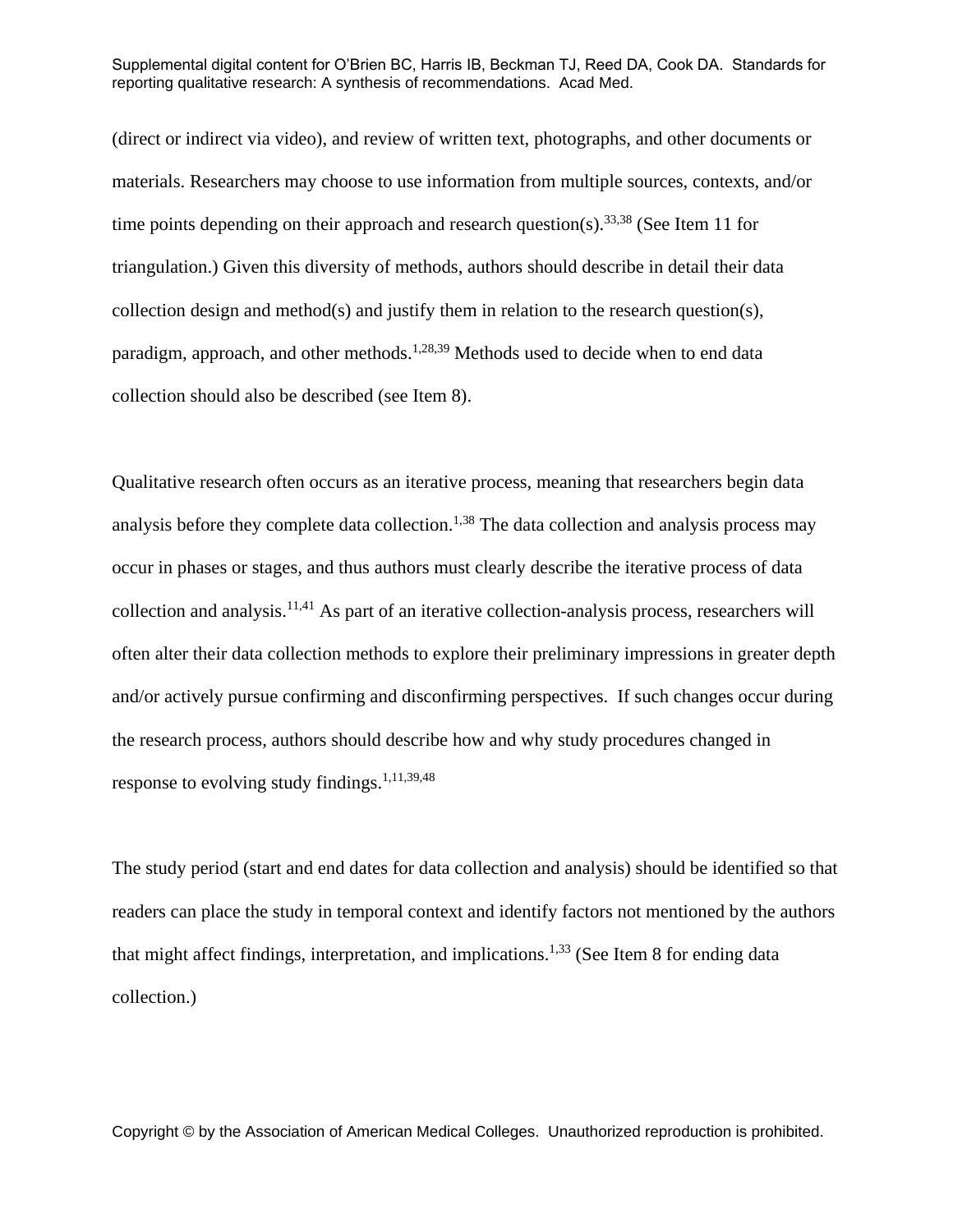(direct or indirect via video), and review of written text, photographs, and other documents or materials. Researchers may choose to use information from multiple sources, contexts, and/or time points depending on their approach and research question(s).[33,38] (See Item 11 for triangulation.) Given this diversity of methods, authors should describe in detail their data collection design and method(s) and justify them in relation to the research question(s), paradigm, approach, and other methods.[1,28,39] Methods used to decide when to end data collection should also be described (see Item 8).

Qualitative research often occurs as an iterative process, meaning that researchers begin data analysis before they complete data collection.[1,38] The data collection and analysis process may occur in phases or stages, and thus authors must clearly describe the iterative process of data collection and analysis.[11,41] As part of an iterative collection-analysis process, researchers will often alter their data collection methods to explore their preliminary impressions in greater depth and/or actively pursue confirming and disconfirming perspectives. If such changes occur during the research process, authors should describe how and why study procedures changed in response to evolving study findings.[1,11,39,48]

The study period (start and end dates for data collection and analysis) should be identified so that readers can place the study in temporal context and identify factors not mentioned by the authors that might affect findings, interpretation, and implications.[1,33] (See Item 8 for ending data collection.)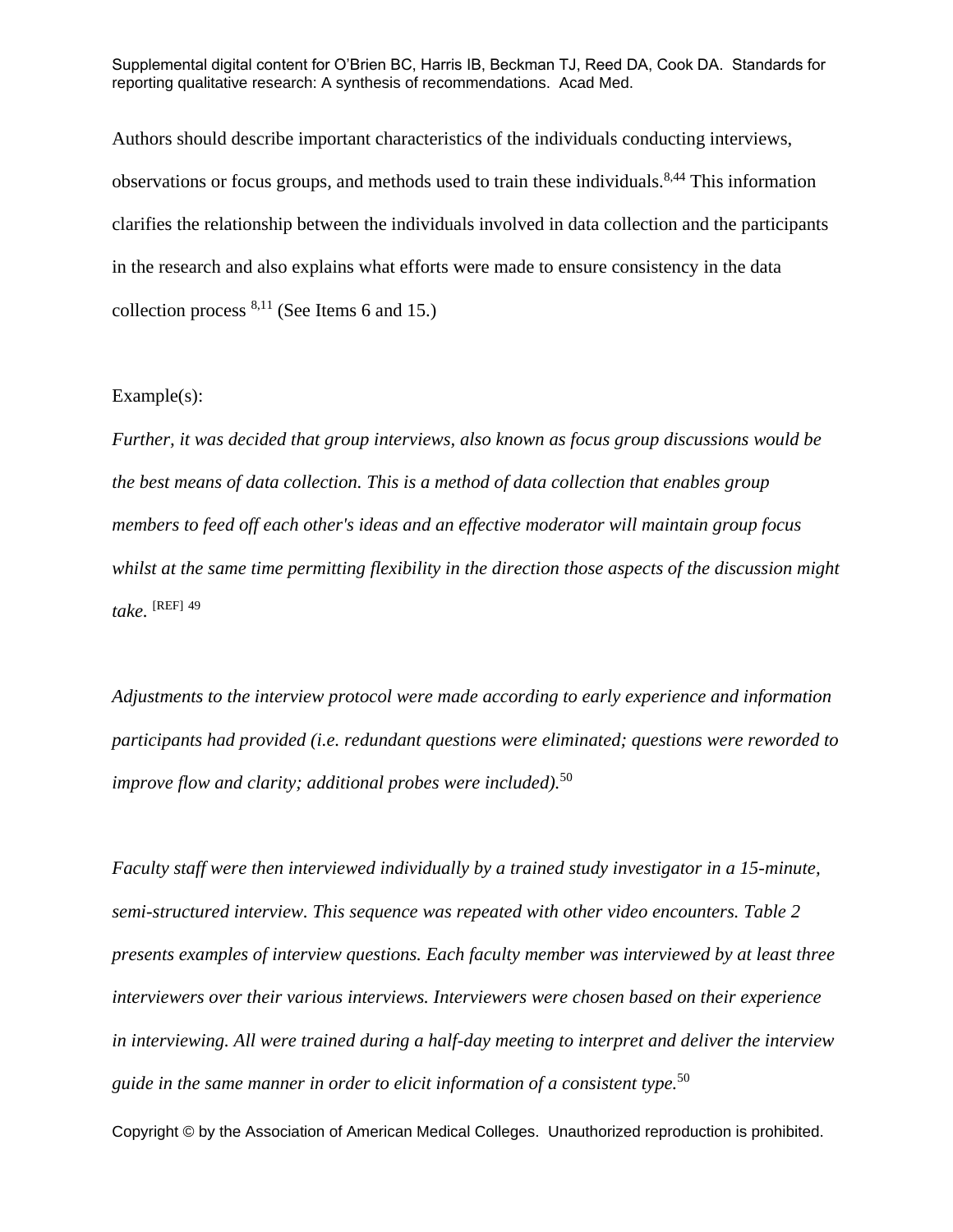Authors should describe important characteristics of the individuals conducting interviews, observations or focus groups, and methods used to train these individuals.[8,44] This information clarifies the relationship between the individuals involved in data collection and the participants in the research and also explains what efforts were made to ensure consistency in the data collection process [8,11] (See Items 6 and 15.)

Example(s):

*Further, it was decided that group interviews, also known as focus group discussions would be the best means of data collection. This is a method of data collection that enables group members to feed off each other's ideas and an effective moderator will maintain group focus whilst at the same time permitting flexibility in the direction those aspects of the discussion might take.* [REF] 49

*Adjustments to the interview protocol were made according to early experience and information participants had provided (i.e. redundant questions were eliminated; questions were reworded to improve flow and clarity; additional probes were included).*[50]

*Faculty staff were then interviewed individually by a trained study investigator in a 15-minute, semi-structured interview. This sequence was repeated with other video encounters. Table 2 presents examples of interview questions. Each faculty member was interviewed by at least three interviewers over their various interviews. Interviewers were chosen based on their experience in interviewing. All were trained during a half-day meeting to interpret and deliver the interview guide in the same manner in order to elicit information of a consistent type.*[50]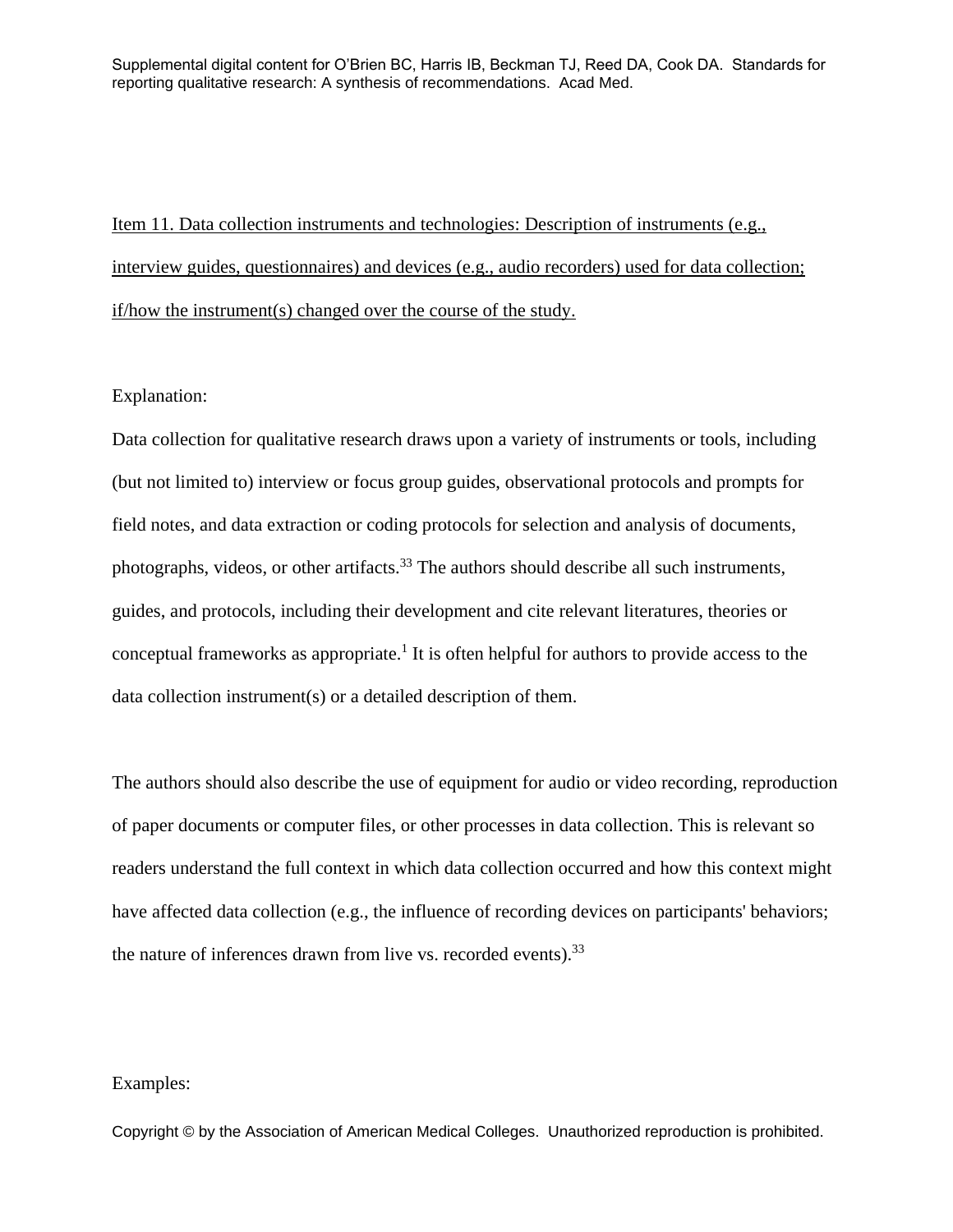Item 11. Data collection instruments and technologies: Description of instruments (e.g., interview guides, questionnaires) and devices (e.g., audio recorders) used for data collection; if/how the instrument(s) changed over the course of the study.

Explanation:

Data collection for qualitative research draws upon a variety of instruments or tools, including (but not limited to) interview or focus group guides, observational protocols and prompts for field notes, and data extraction or coding protocols for selection and analysis of documents, photographs, videos, or other artifacts.[33] The authors should describe all such instruments, guides, and protocols, including their development and cite relevant literatures, theories or conceptual frameworks as appropriate.[1] It is often helpful for authors to provide access to the data collection instrument(s) or a detailed description of them.

The authors should also describe the use of equipment for audio or video recording, reproduction of paper documents or computer files, or other processes in data collection. This is relevant so readers understand the full context in which data collection occurred and how this context might have affected data collection (e.g., the influence of recording devices on participants' behaviors; the nature of inferences drawn from live vs. recorded events).[33]

Examples: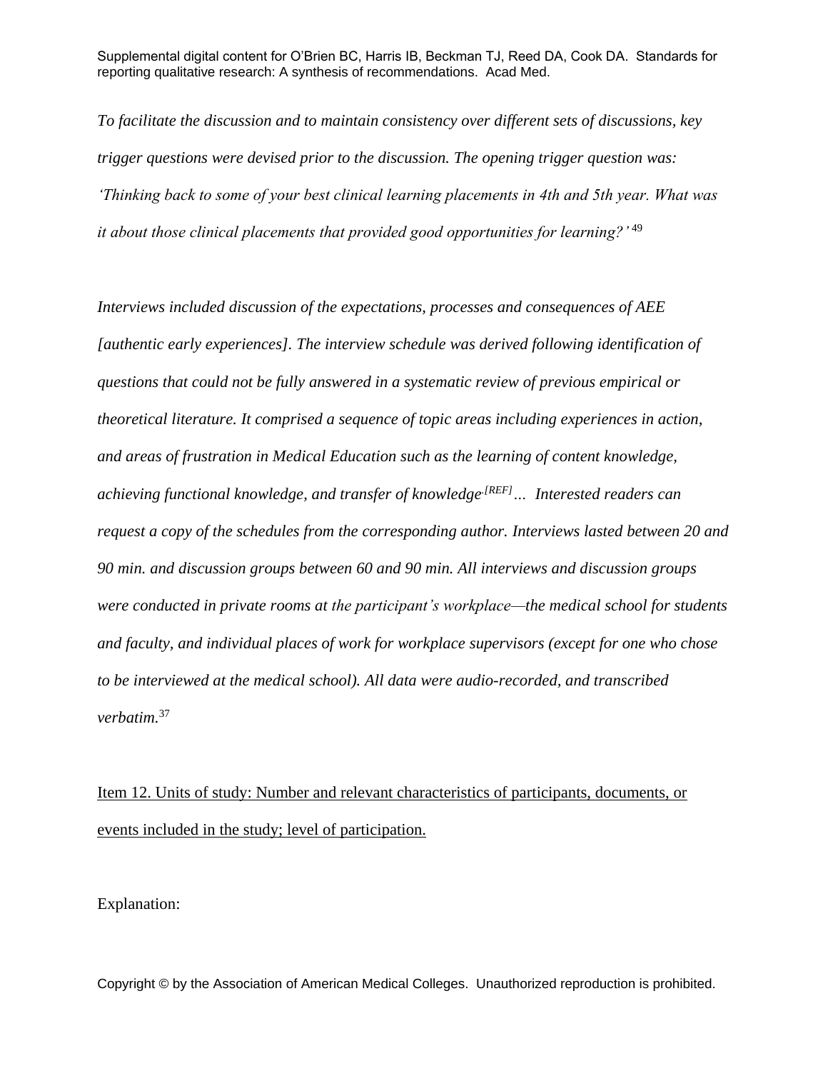*To facilitate the discussion and to maintain consistency over different sets of discussions, key trigger questions were devised prior to the discussion. The opening trigger question was: 'Thinking back to some of your best clinical learning placements in 4th and 5th year. What was it about those clinical placements that provided good opportunities for learning?'* [49]

*Interviews included discussion of the expectations, processes and consequences of AEE [authentic early experiences]. The interview schedule was derived following identification of questions that could not be fully answered in a systematic review of previous empirical or theoretical literature. It comprised a sequence of topic areas including experiences in action, and areas of frustration in Medical Education such as the learning of content knowledge, achieving functional knowledge, and transfer of knowledge.[REF]… Interested readers can request a copy of the schedules from the corresponding author. Interviews lasted between 20 and 90 min. and discussion groups between 60 and 90 min. All interviews and discussion groups were conducted in private rooms at the participant's workplace—the medical school for students and faculty, and individual places of work for workplace supervisors (except for one who chose to be interviewed at the medical school). All data were audio-recorded, and transcribed verbatim.*[37]

<u>Item 12. Units of study: Number and relevant characteristics of participants, documents, or events included in the study; level of participation.</u>

Explanation: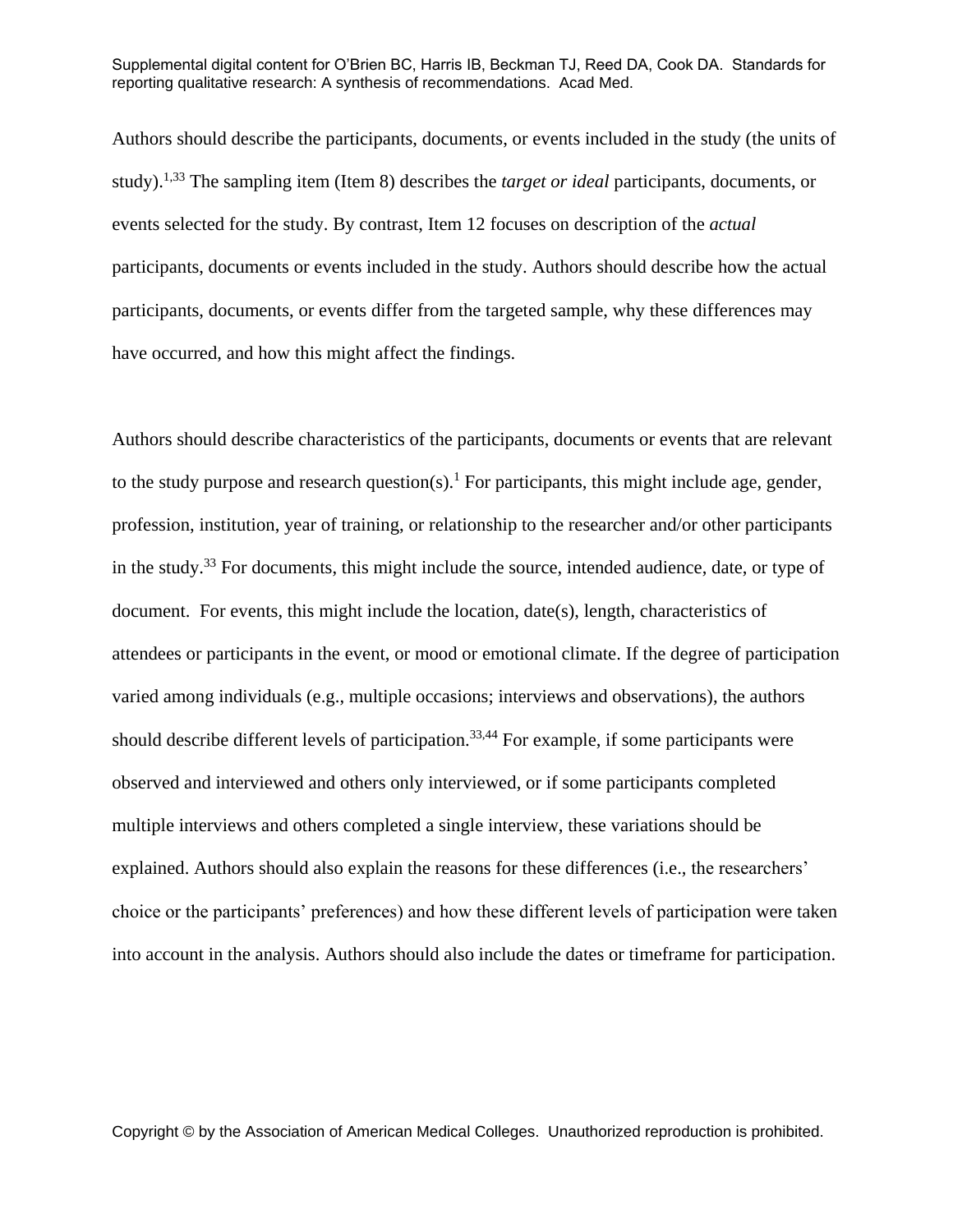Authors should describe the participants, documents, or events included in the study (the units of study).[1,33] The sampling item (Item 8) describes the *target or ideal* participants, documents, or events selected for the study. By contrast, Item 12 focuses on description of the *actual* participants, documents or events included in the study. Authors should describe how the actual participants, documents, or events differ from the targeted sample, why these differences may have occurred, and how this might affect the findings.

Authors should describe characteristics of the participants, documents or events that are relevant to the study purpose and research question(s).[1] For participants, this might include age, gender, profession, institution, year of training, or relationship to the researcher and/or other participants in the study.[33] For documents, this might include the source, intended audience, date, or type of document. For events, this might include the location, date(s), length, characteristics of attendees or participants in the event, or mood or emotional climate. If the degree of participation varied among individuals (e.g., multiple occasions; interviews and observations), the authors should describe different levels of participation.[33,44] For example, if some participants were observed and interviewed and others only interviewed, or if some participants completed multiple interviews and others completed a single interview, these variations should be explained. Authors should also explain the reasons for these differences (i.e., the researchers' choice or the participants' preferences) and how these different levels of participation were taken into account in the analysis. Authors should also include the dates or timeframe for participation.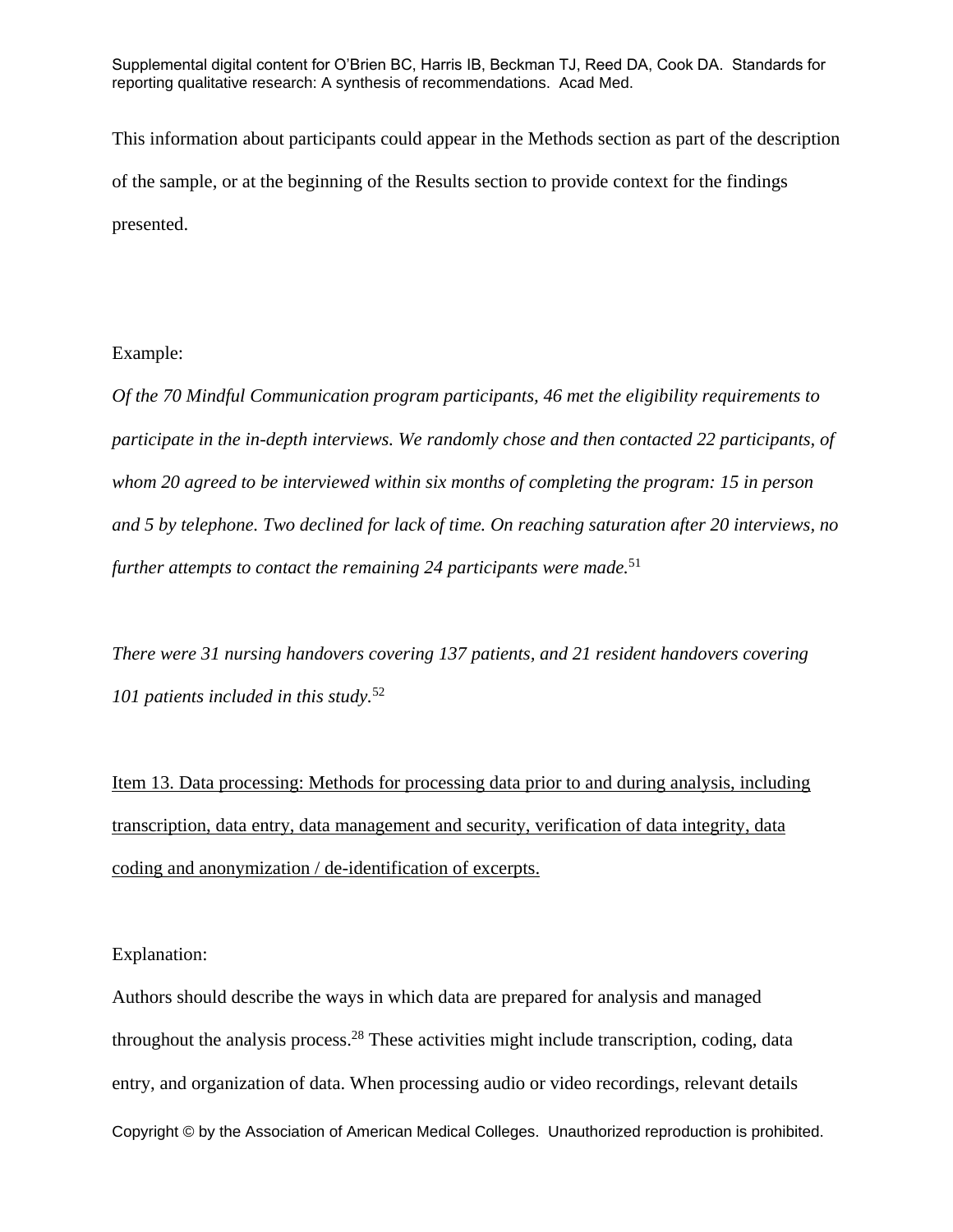This information about participants could appear in the Methods section as part of the description of the sample, or at the beginning of the Results section to provide context for the findings presented.

Example:

*Of the 70 Mindful Communication program participants, 46 met the eligibility requirements to participate in the in-depth interviews. We randomly chose and then contacted 22 participants, of whom 20 agreed to be interviewed within six months of completing the program: 15 in person and 5 by telephone. Two declined for lack of time. On reaching saturation after 20 interviews, no further attempts to contact the remaining 24 participants were made.*[51]

*There were 31 nursing handovers covering 137 patients, and 21 resident handovers covering 101 patients included in this study.*[52]

<u>Item 13. Data processing: Methods for processing data prior to and during analysis, including transcription, data entry, data management and security, verification of data integrity, data coding and anonymization / de-identification of excerpts.</u>

Explanation:

Authors should describe the ways in which data are prepared for analysis and managed throughout the analysis process.[28] These activities might include transcription, coding, data entry, and organization of data. When processing audio or video recordings, relevant details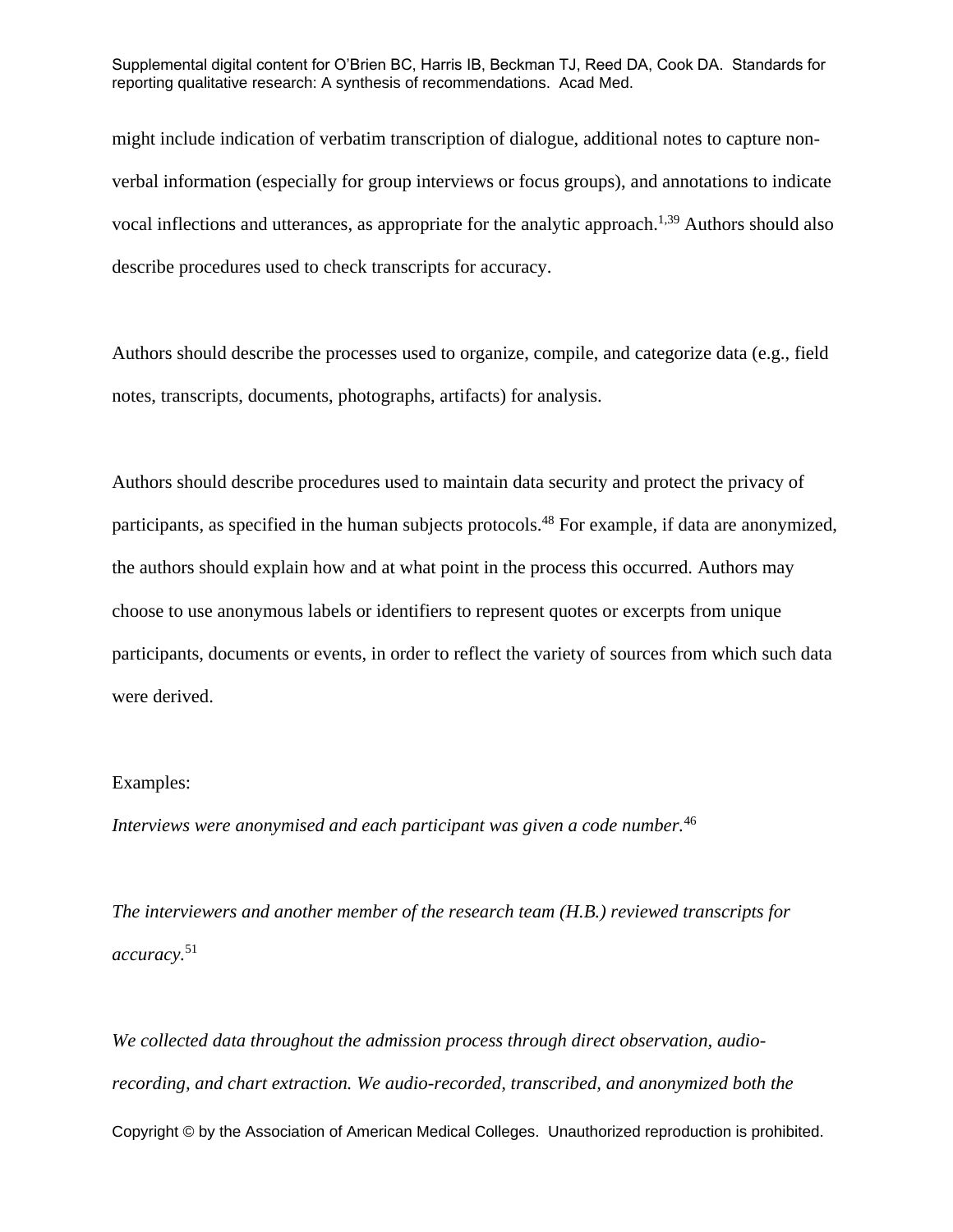might include indication of verbatim transcription of dialogue, additional notes to capture non-verbal information (especially for group interviews or focus groups), and annotations to indicate vocal inflections and utterances, as appropriate for the analytic approach.[1,39] Authors should also describe procedures used to check transcripts for accuracy.

Authors should describe the processes used to organize, compile, and categorize data (e.g., field notes, transcripts, documents, photographs, artifacts) for analysis.

Authors should describe procedures used to maintain data security and protect the privacy of participants, as specified in the human subjects protocols.[48] For example, if data are anonymized, the authors should explain how and at what point in the process this occurred. Authors may choose to use anonymous labels or identifiers to represent quotes or excerpts from unique participants, documents or events, in order to reflect the variety of sources from which such data were derived.

Examples:

*Interviews were anonymised and each participant was given a code number.*[46]

*The interviewers and another member of the research team (H.B.) reviewed transcripts for accuracy.*[51]

*We collected data throughout the admission process through direct observation, audio-recording, and chart extraction. We audio-recorded, transcribed, and anonymized both the*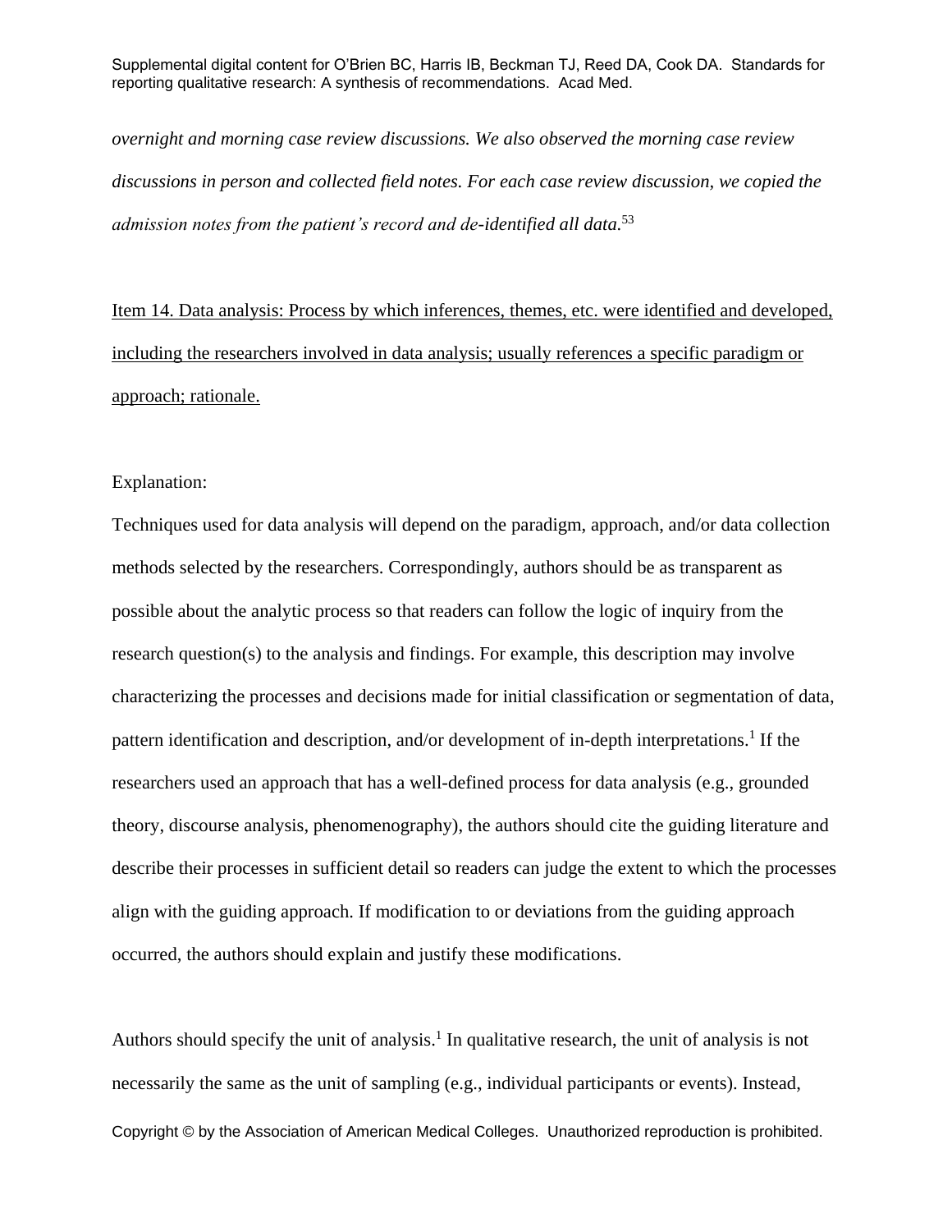*overnight and morning case review discussions. We also observed the morning case review discussions in person and collected field notes. For each case review discussion, we copied the admission notes from the patient's record and de-identified all data.*[53]

Item 14. Data analysis: Process by which inferences, themes, etc. were identified and developed, including the researchers involved in data analysis; usually references a specific paradigm or approach; rationale.

Explanation:

Techniques used for data analysis will depend on the paradigm, approach, and/or data collection methods selected by the researchers. Correspondingly, authors should be as transparent as possible about the analytic process so that readers can follow the logic of inquiry from the research question(s) to the analysis and findings. For example, this description may involve characterizing the processes and decisions made for initial classification or segmentation of data, pattern identification and description, and/or development of in-depth interpretations.[1] If the researchers used an approach that has a well-defined process for data analysis (e.g., grounded theory, discourse analysis, phenomenography), the authors should cite the guiding literature and describe their processes in sufficient detail so readers can judge the extent to which the processes align with the guiding approach. If modification to or deviations from the guiding approach occurred, the authors should explain and justify these modifications.

Authors should specify the unit of analysis.[1] In qualitative research, the unit of analysis is not necessarily the same as the unit of sampling (e.g., individual participants or events). Instead,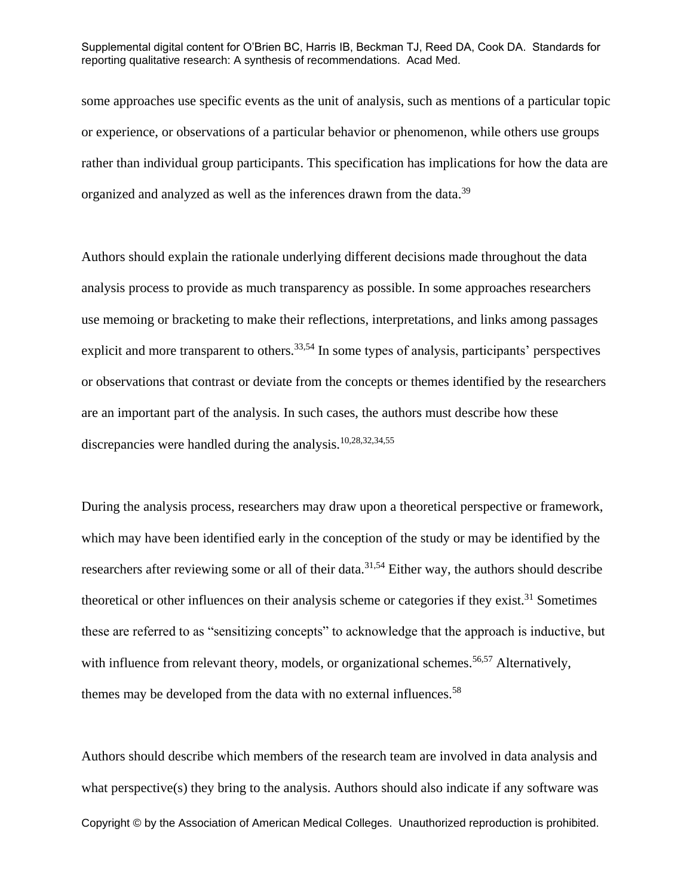some approaches use specific events as the unit of analysis, such as mentions of a particular topic or experience, or observations of a particular behavior or phenomenon, while others use groups rather than individual group participants. This specification has implications for how the data are organized and analyzed as well as the inferences drawn from the data.[39]

Authors should explain the rationale underlying different decisions made throughout the data analysis process to provide as much transparency as possible. In some approaches researchers use memoing or bracketing to make their reflections, interpretations, and links among passages explicit and more transparent to others.[33,54] In some types of analysis, participants' perspectives or observations that contrast or deviate from the concepts or themes identified by the researchers are an important part of the analysis. In such cases, the authors must describe how these discrepancies were handled during the analysis.[10,28,32,34,55]

During the analysis process, researchers may draw upon a theoretical perspective or framework, which may have been identified early in the conception of the study or may be identified by the researchers after reviewing some or all of their data.[31,54] Either way, the authors should describe theoretical or other influences on their analysis scheme or categories if they exist.[31] Sometimes these are referred to as "sensitizing concepts" to acknowledge that the approach is inductive, but with influence from relevant theory, models, or organizational schemes.[56,57] Alternatively, themes may be developed from the data with no external influences.[58]

Authors should describe which members of the research team are involved in data analysis and what perspective(s) they bring to the analysis. Authors should also indicate if any software was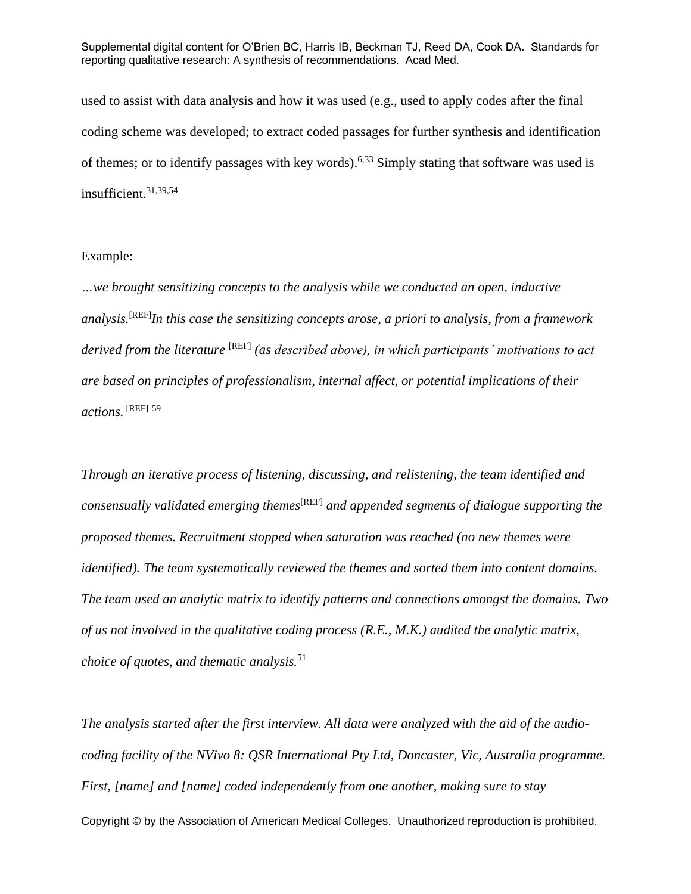used to assist with data analysis and how it was used (e.g., used to apply codes after the final coding scheme was developed; to extract coded passages for further synthesis and identification of themes; or to identify passages with key words).[6,33] Simply stating that software was used is insufficient.[31,39,54]

Example:

*…we brought sensitizing concepts to the analysis while we conducted an open, inductive analysis.*[REF] *In this case the sensitizing concepts arose, a priori to analysis, from a framework derived from the literature* [REF] *(as described above), in which participants' motivations to act are based on principles of professionalism, internal affect, or potential implications of their actions.* [REF] [59]

*Through an iterative process of listening, discussing, and relistening, the team identified and consensually validated emerging themes*[REF] *and appended segments of dialogue supporting the proposed themes. Recruitment stopped when saturation was reached (no new themes were identified). The team systematically reviewed the themes and sorted them into content domains. The team used an analytic matrix to identify patterns and connections amongst the domains. Two of us not involved in the qualitative coding process (R.E., M.K.) audited the analytic matrix, choice of quotes, and thematic analysis.*[51]

*The analysis started after the first interview. All data were analyzed with the aid of the audio-coding facility of the NVivo 8: QSR International Pty Ltd, Doncaster, Vic, Australia programme. First, [name] and [name] coded independently from one another, making sure to stay*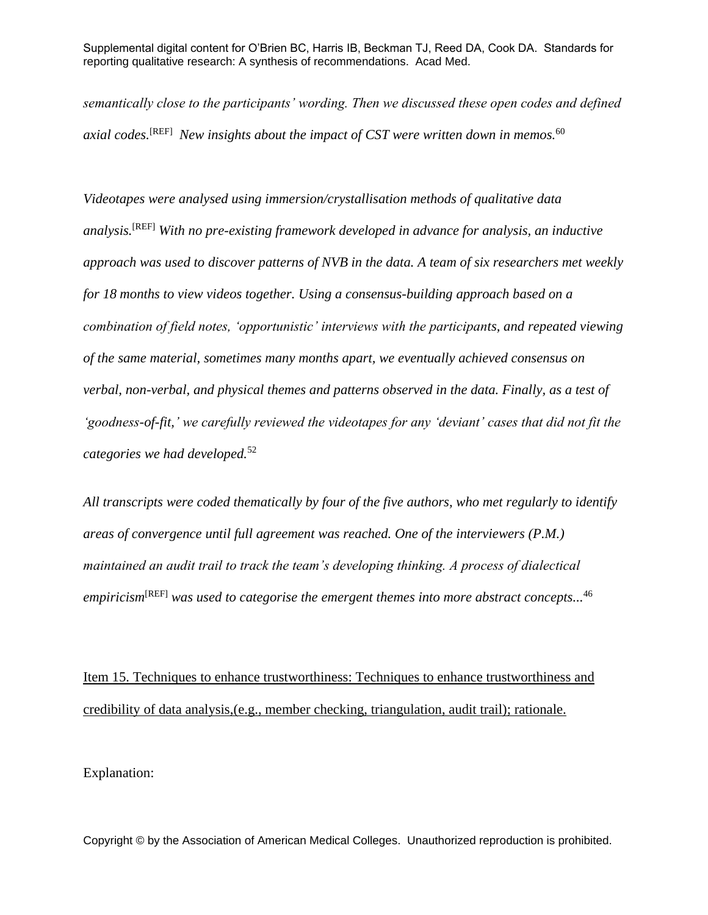*semantically close to the participants' wording. Then we discussed these open codes and defined axial codes.*[REF] *New insights about the impact of CST were written down in memos.*[60]

*Videotapes were analysed using immersion/crystallisation methods of qualitative data analysis.*[REF] *With no pre-existing framework developed in advance for analysis, an inductive approach was used to discover patterns of NVB in the data. A team of six researchers met weekly for 18 months to view videos together. Using a consensus-building approach based on a combination of field notes, 'opportunistic' interviews with the participants, and repeated viewing of the same material, sometimes many months apart, we eventually achieved consensus on verbal, non-verbal, and physical themes and patterns observed in the data. Finally, as a test of 'goodness-of-fit,' we carefully reviewed the videotapes for any 'deviant' cases that did not fit the categories we had developed.*[52]

*All transcripts were coded thematically by four of the five authors, who met regularly to identify areas of convergence until full agreement was reached. One of the interviewers (P.M.) maintained an audit trail to track the team's developing thinking. A process of dialectical empiricism*[REF] *was used to categorise the emergent themes into more abstract concepts...*[46]

Item 15. Techniques to enhance trustworthiness: Techniques to enhance trustworthiness and credibility of data analysis,(e.g., member checking, triangulation, audit trail); rationale.

Explanation: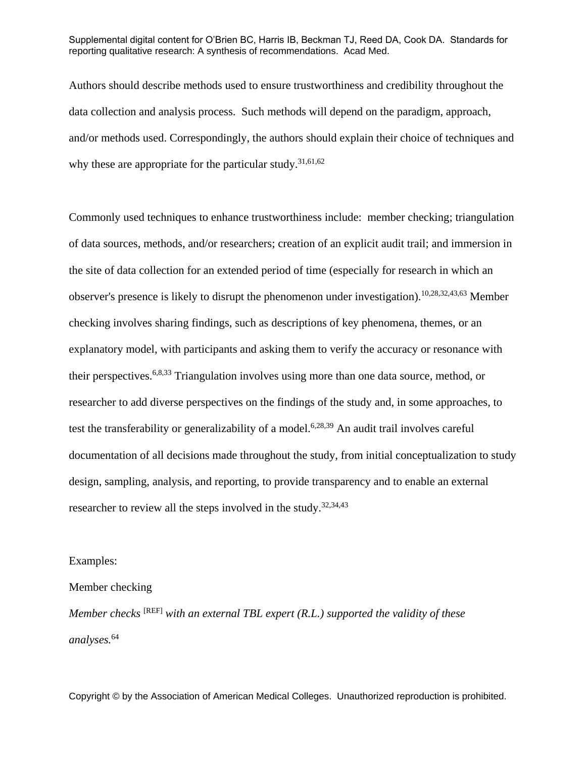Authors should describe methods used to ensure trustworthiness and credibility throughout the data collection and analysis process. Such methods will depend on the paradigm, approach, and/or methods used. Correspondingly, the authors should explain their choice of techniques and why these are appropriate for the particular study.[31,61,62]

Commonly used techniques to enhance trustworthiness include: member checking; triangulation of data sources, methods, and/or researchers; creation of an explicit audit trail; and immersion in the site of data collection for an extended period of time (especially for research in which an observer's presence is likely to disrupt the phenomenon under investigation).[10,28,32,43,63] Member checking involves sharing findings, such as descriptions of key phenomena, themes, or an explanatory model, with participants and asking them to verify the accuracy or resonance with their perspectives.[6,8,33] Triangulation involves using more than one data source, method, or researcher to add diverse perspectives on the findings of the study and, in some approaches, to test the transferability or generalizability of a model.[6,28,39] An audit trail involves careful documentation of all decisions made throughout the study, from initial conceptualization to study design, sampling, analysis, and reporting, to provide transparency and to enable an external researcher to review all the steps involved in the study.[32,34,43]

Examples:

Member checking

*Member checks* [REF] *with an external TBL expert (R.L.) supported the validity of these analyses.*[64]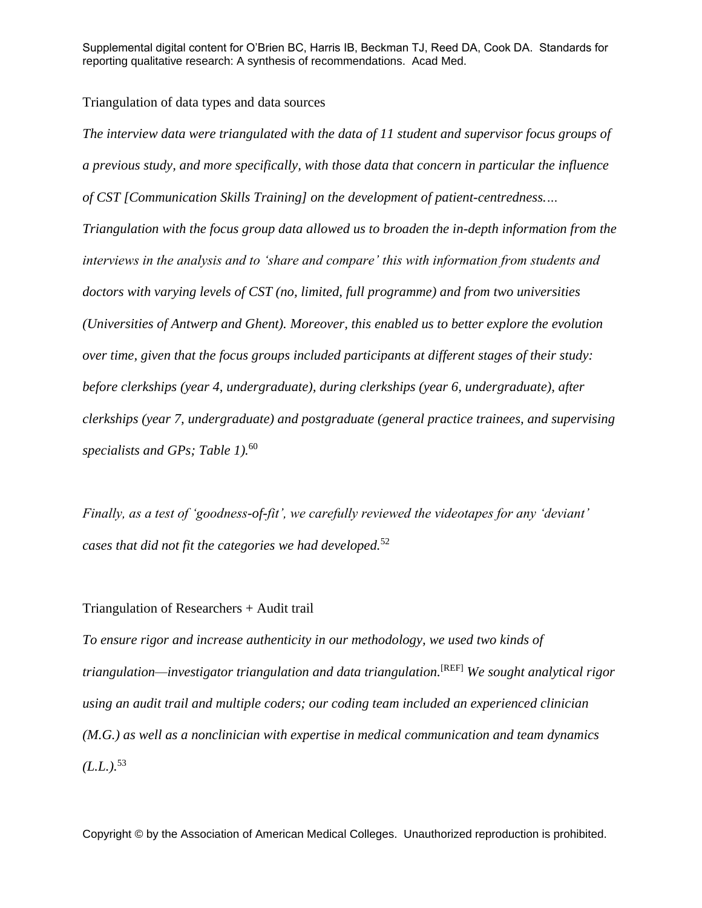Triangulation of data types and data sources

*The interview data were triangulated with the data of 11 student and supervisor focus groups of a previous study, and more specifically, with those data that concern in particular the influence of CST [Communication Skills Training] on the development of patient-centredness.… Triangulation with the focus group data allowed us to broaden the in-depth information from the interviews in the analysis and to 'share and compare' this with information from students and doctors with varying levels of CST (no, limited, full programme) and from two universities (Universities of Antwerp and Ghent). Moreover, this enabled us to better explore the evolution over time, given that the focus groups included participants at different stages of their study: before clerkships (year 4, undergraduate), during clerkships (year 6, undergraduate), after clerkships (year 7, undergraduate) and postgraduate (general practice trainees, and supervising specialists and GPs; Table 1).*[60]

*Finally, as a test of 'goodness-of-fit', we carefully reviewed the videotapes for any 'deviant' cases that did not fit the categories we had developed.*[52]

Triangulation of Researchers + Audit trail

*To ensure rigor and increase authenticity in our methodology, we used two kinds of triangulation—investigator triangulation and data triangulation.*[REF] *We sought analytical rigor using an audit trail and multiple coders; our coding team included an experienced clinician (M.G.) as well as a nonclinician with expertise in medical communication and team dynamics (L.L.).*[53]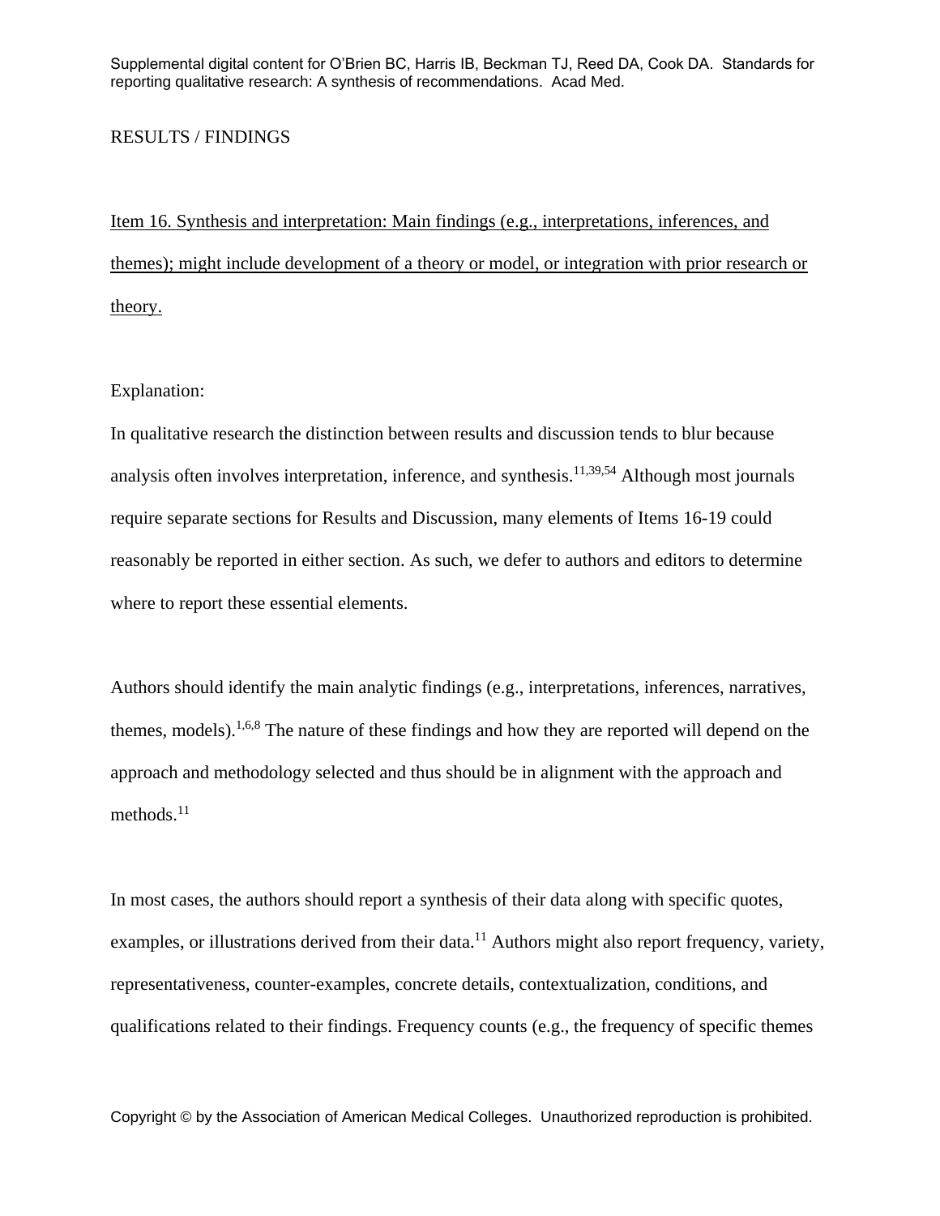RESULTS / FINDINGS

Item 16. Synthesis and interpretation: Main findings (e.g., interpretations, inferences, and themes); might include development of a theory or model, or integration with prior research or theory.

Explanation:

In qualitative research the distinction between results and discussion tends to blur because analysis often involves interpretation, inference, and synthesis.[11,39,54] Although most journals require separate sections for Results and Discussion, many elements of Items 16-19 could reasonably be reported in either section. As such, we defer to authors and editors to determine where to report these essential elements.

Authors should identify the main analytic findings (e.g., interpretations, inferences, narratives, themes, models).[1,6,8] The nature of these findings and how they are reported will depend on the approach and methodology selected and thus should be in alignment with the approach and methods.[11]

In most cases, the authors should report a synthesis of their data along with specific quotes, examples, or illustrations derived from their data.[11] Authors might also report frequency, variety, representativeness, counter-examples, concrete details, contextualization, conditions, and qualifications related to their findings. Frequency counts (e.g., the frequency of specific themes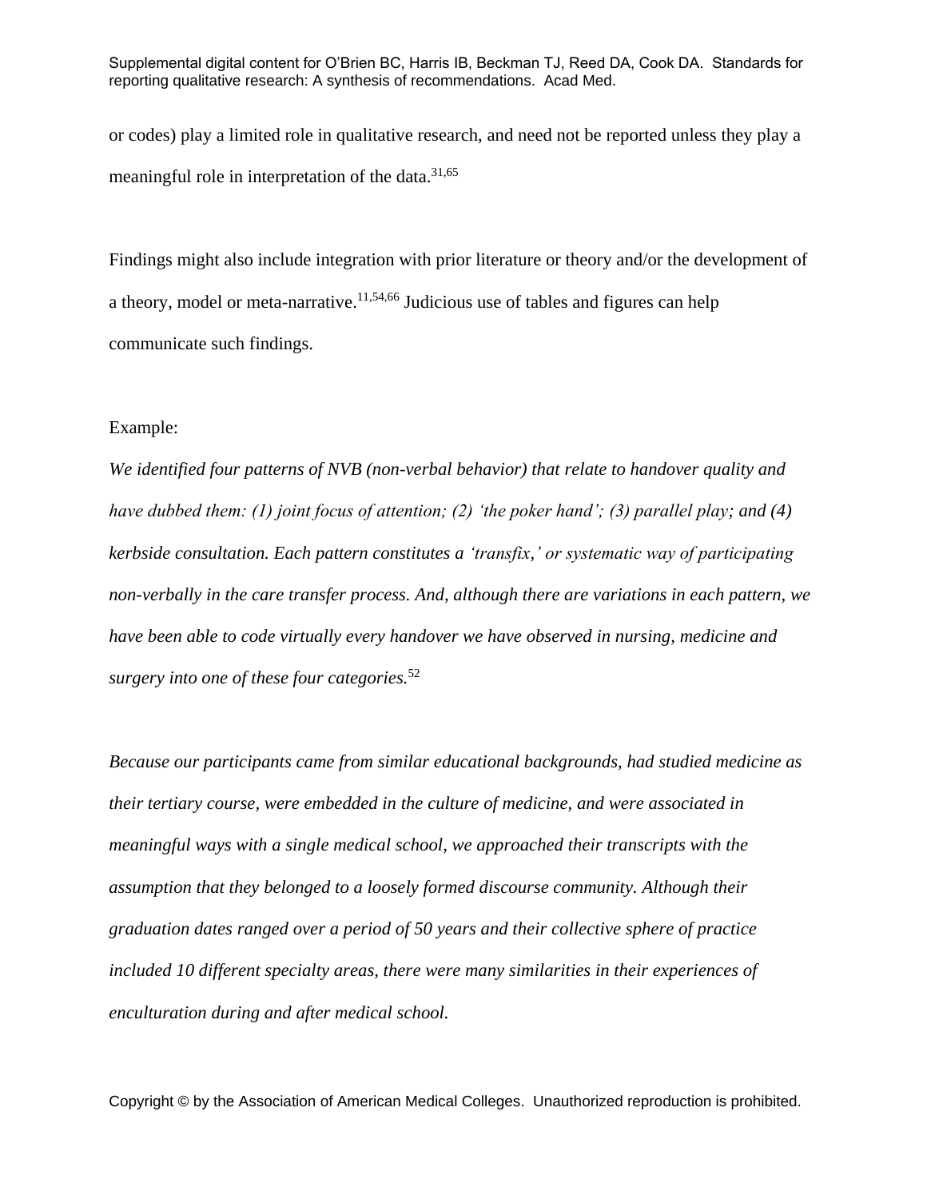or codes) play a limited role in qualitative research, and need not be reported unless they play a meaningful role in interpretation of the data.[31,65]

Findings might also include integration with prior literature or theory and/or the development of a theory, model or meta-narrative.[11,54,66] Judicious use of tables and figures can help communicate such findings.

Example:

*We identified four patterns of NVB (non-verbal behavior) that relate to handover quality and have dubbed them: (1) joint focus of attention; (2) 'the poker hand'; (3) parallel play; and (4) kerbside consultation. Each pattern constitutes a 'transfix,' or systematic way of participating non-verbally in the care transfer process. And, although there are variations in each pattern, we have been able to code virtually every handover we have observed in nursing, medicine and surgery into one of these four categories.*[52]

*Because our participants came from similar educational backgrounds, had studied medicine as their tertiary course, were embedded in the culture of medicine, and were associated in meaningful ways with a single medical school, we approached their transcripts with the assumption that they belonged to a loosely formed discourse community. Although their graduation dates ranged over a period of 50 years and their collective sphere of practice included 10 different specialty areas, there were many similarities in their experiences of enculturation during and after medical school.*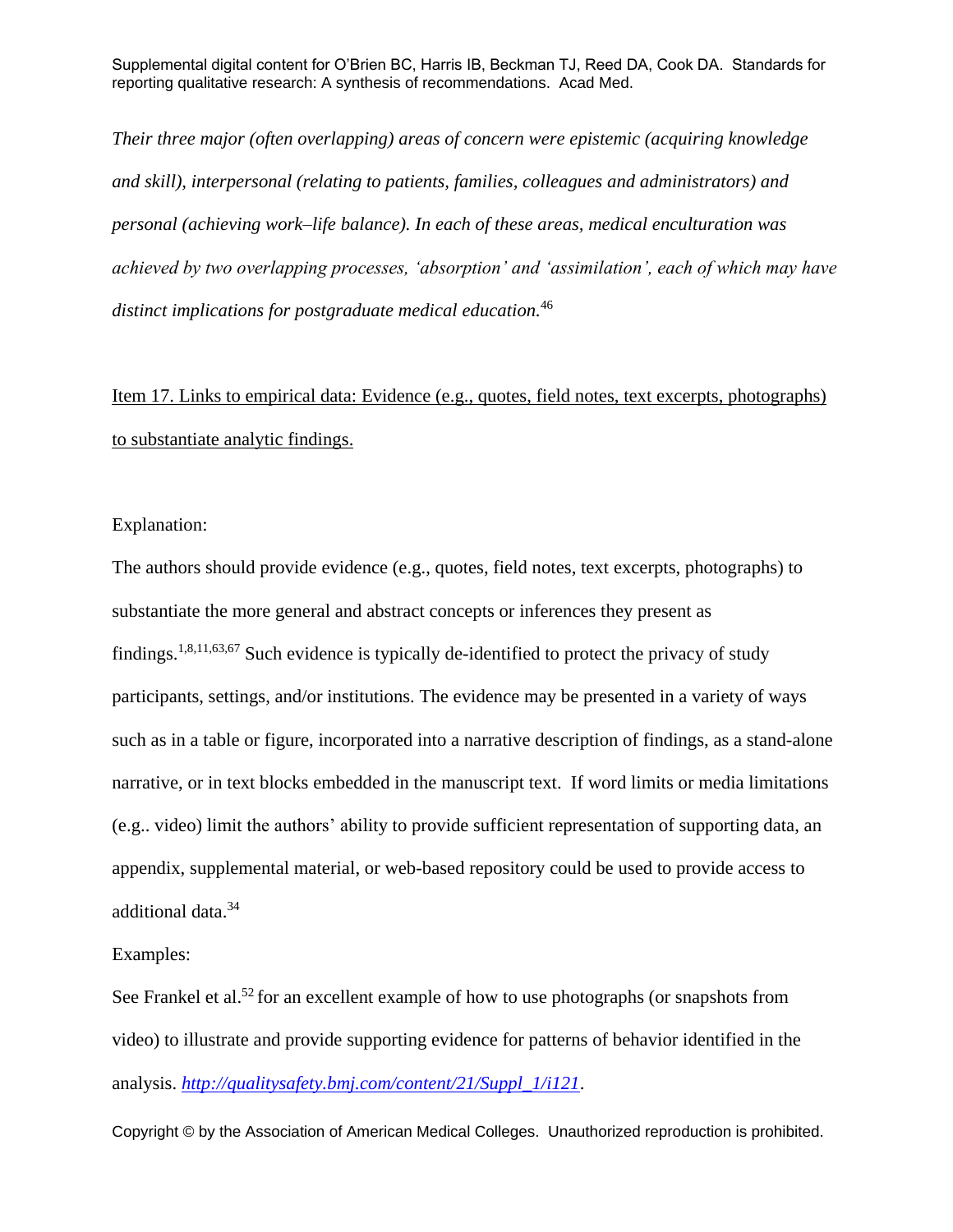*Their three major (often overlapping) areas of concern were epistemic (acquiring knowledge and skill), interpersonal (relating to patients, families, colleagues and administrators) and personal (achieving work–life balance). In each of these areas, medical enculturation was achieved by two overlapping processes, 'absorption' and 'assimilation', each of which may have distinct implications for postgraduate medical education.*[46]

Item 17. Links to empirical data: Evidence (e.g., quotes, field notes, text excerpts, photographs) to substantiate analytic findings.

Explanation:

The authors should provide evidence (e.g., quotes, field notes, text excerpts, photographs) to substantiate the more general and abstract concepts or inferences they present as findings.[1,8,11,63,67] Such evidence is typically de-identified to protect the privacy of study participants, settings, and/or institutions. The evidence may be presented in a variety of ways such as in a table or figure, incorporated into a narrative description of findings, as a stand-alone narrative, or in text blocks embedded in the manuscript text. If word limits or media limitations (e.g.. video) limit the authors' ability to provide sufficient representation of supporting data, an appendix, supplemental material, or web-based repository could be used to provide access to additional data.[34]

Examples:

See Frankel et al.[52] for an excellent example of how to use photographs (or snapshots from video) to illustrate and provide supporting evidence for patterns of behavior identified in the analysis. *http://qualitysafety.bmj.com/content/21/Suppl_1/i121*.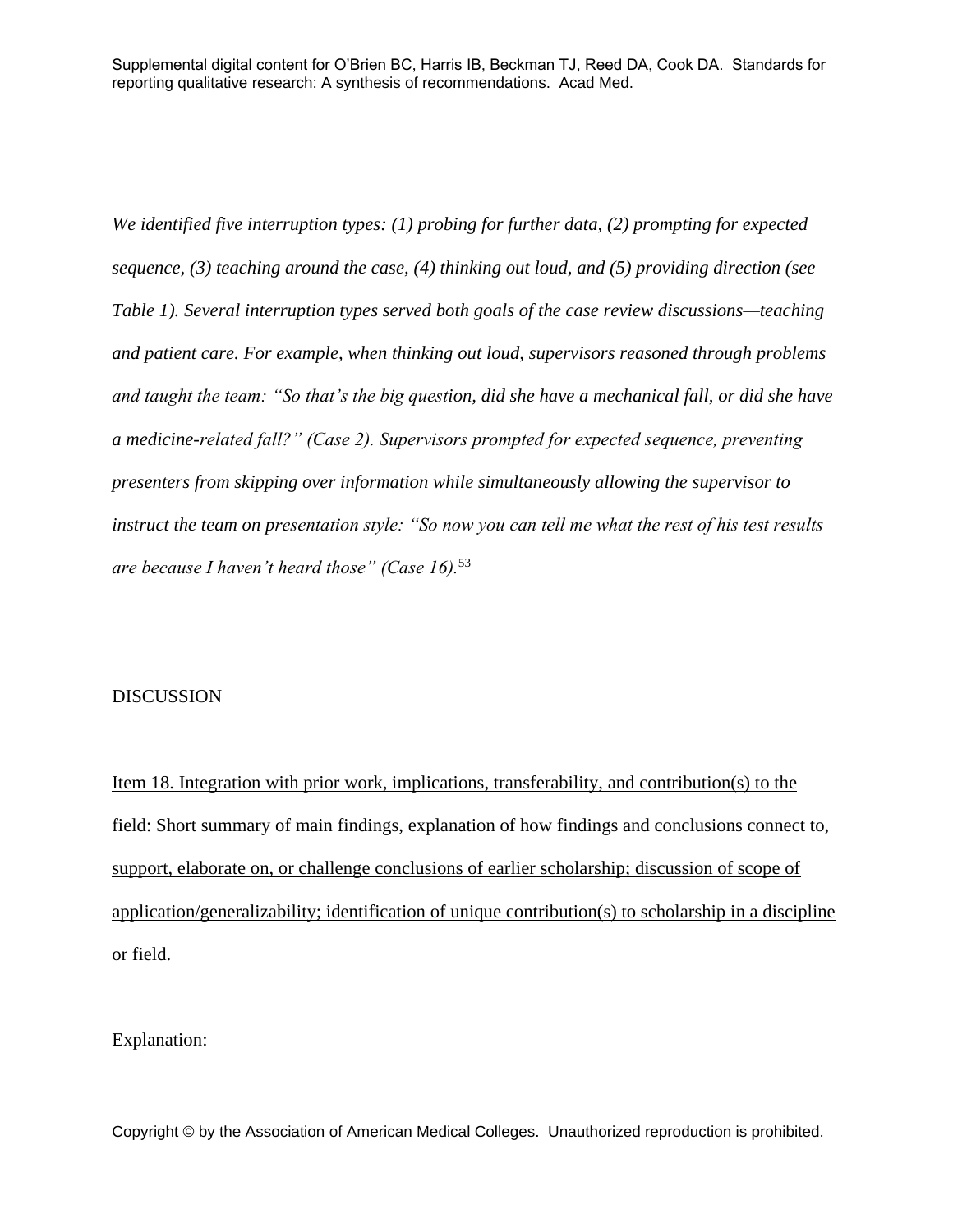*We identified five interruption types: (1) probing for further data, (2) prompting for expected sequence, (3) teaching around the case, (4) thinking out loud, and (5) providing direction (see Table 1). Several interruption types served both goals of the case review discussions—teaching and patient care. For example, when thinking out loud, supervisors reasoned through problems and taught the team: "So that's the big question, did she have a mechanical fall, or did she have a medicine-related fall?" (Case 2). Supervisors prompted for expected sequence, preventing presenters from skipping over information while simultaneously allowing the supervisor to instruct the team on presentation style: "So now you can tell me what the rest of his test results are because I haven't heard those" (Case 16).*[53]

## DISCUSSION

<u>Item 18. Integration with prior work, implications, transferability, and contribution(s) to the field: Short summary of main findings, explanation of how findings and conclusions connect to, support, elaborate on, or challenge conclusions of earlier scholarship; discussion of scope of application/generalizability; identification of unique contribution(s) to scholarship in a discipline or field.</u>

Explanation: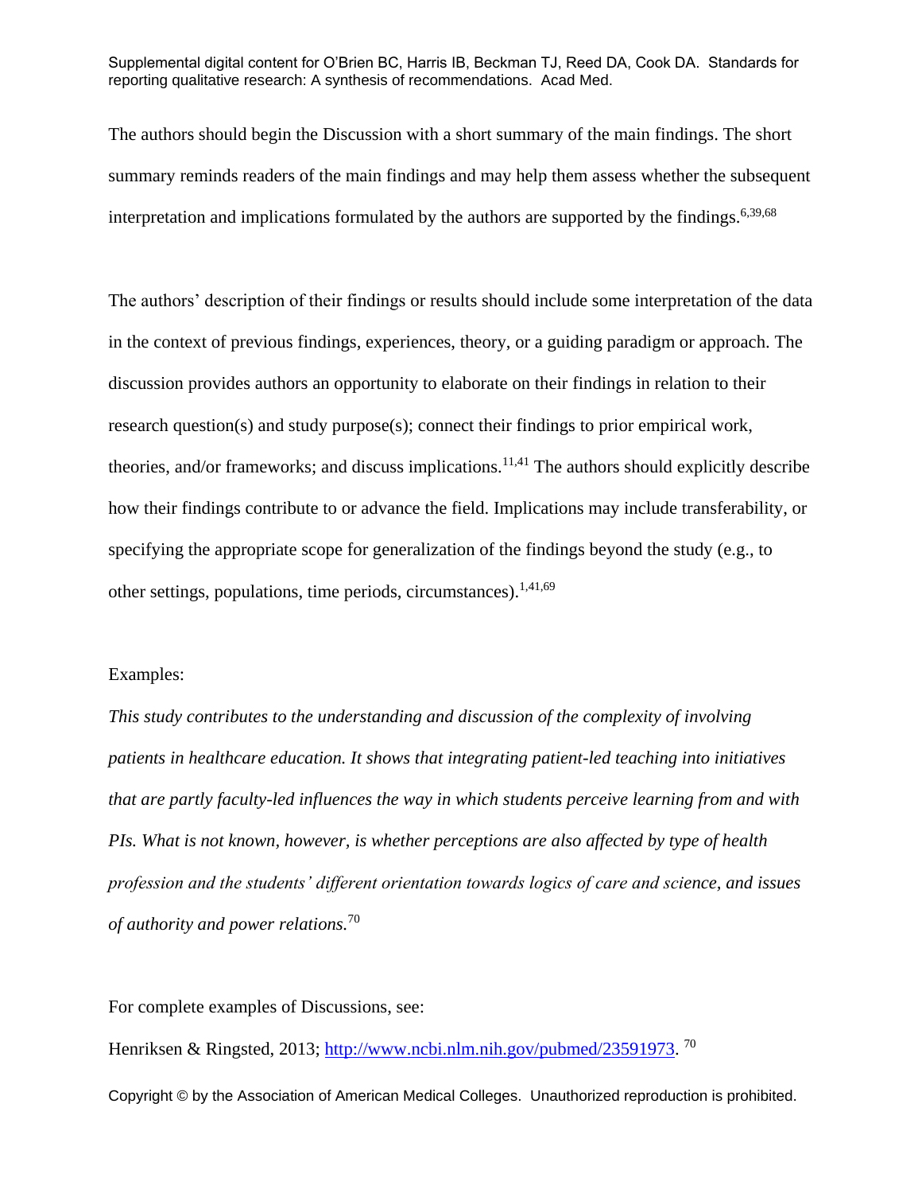The authors should begin the Discussion with a short summary of the main findings. The short summary reminds readers of the main findings and may help them assess whether the subsequent interpretation and implications formulated by the authors are supported by the findings.[6,39,68]

The authors' description of their findings or results should include some interpretation of the data in the context of previous findings, experiences, theory, or a guiding paradigm or approach. The discussion provides authors an opportunity to elaborate on their findings in relation to their research question(s) and study purpose(s); connect their findings to prior empirical work, theories, and/or frameworks; and discuss implications.[11,41] The authors should explicitly describe how their findings contribute to or advance the field. Implications may include transferability, or specifying the appropriate scope for generalization of the findings beyond the study (e.g., to other settings, populations, time periods, circumstances).[1,41,69]

Examples:

*This study contributes to the understanding and discussion of the complexity of involving patients in healthcare education. It shows that integrating patient-led teaching into initiatives that are partly faculty-led influences the way in which students perceive learning from and with PIs. What is not known, however, is whether perceptions are also affected by type of health profession and the students' different orientation towards logics of care and science, and issues of authority and power relations.*[70]

For complete examples of Discussions, see:

Henriksen & Ringsted, 2013; http://www.ncbi.nlm.nih.gov/pubmed/23591973. [70]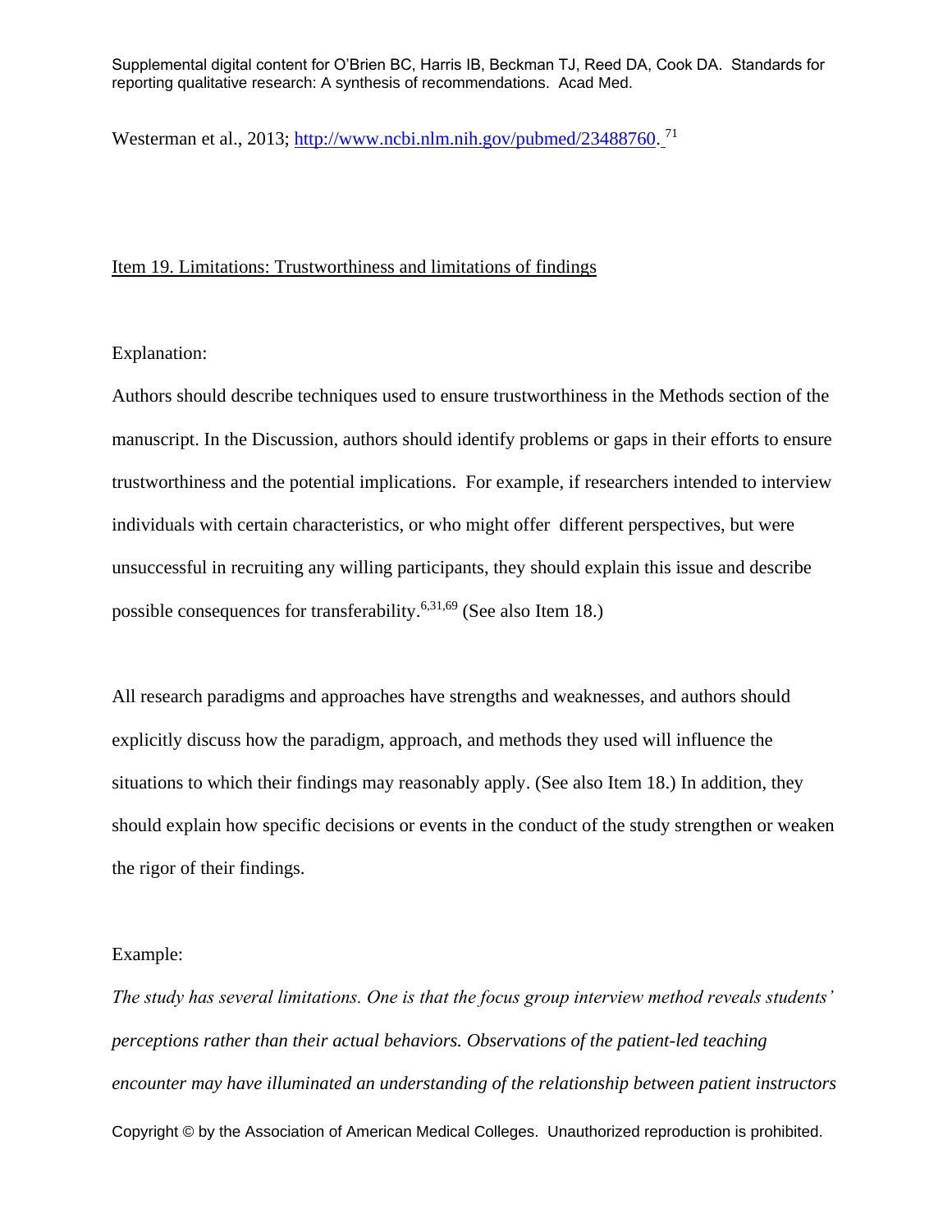Westerman et al., 2013; http://www.ncbi.nlm.nih.gov/pubmed/23488760.[71]

Item 19. Limitations: Trustworthiness and limitations of findings

Explanation:

Authors should describe techniques used to ensure trustworthiness in the Methods section of the manuscript. In the Discussion, authors should identify problems or gaps in their efforts to ensure trustworthiness and the potential implications. For example, if researchers intended to interview individuals with certain characteristics, or who might offer different perspectives, but were unsuccessful in recruiting any willing participants, they should explain this issue and describe possible consequences for transferability.[6,31,69] (See also Item 18.)

All research paradigms and approaches have strengths and weaknesses, and authors should explicitly discuss how the paradigm, approach, and methods they used will influence the situations to which their findings may reasonably apply. (See also Item 18.) In addition, they should explain how specific decisions or events in the conduct of the study strengthen or weaken the rigor of their findings.

Example:

*The study has several limitations. One is that the focus group interview method reveals students' perceptions rather than their actual behaviors. Observations of the patient-led teaching encounter may have illuminated an understanding of the relationship between patient instructors*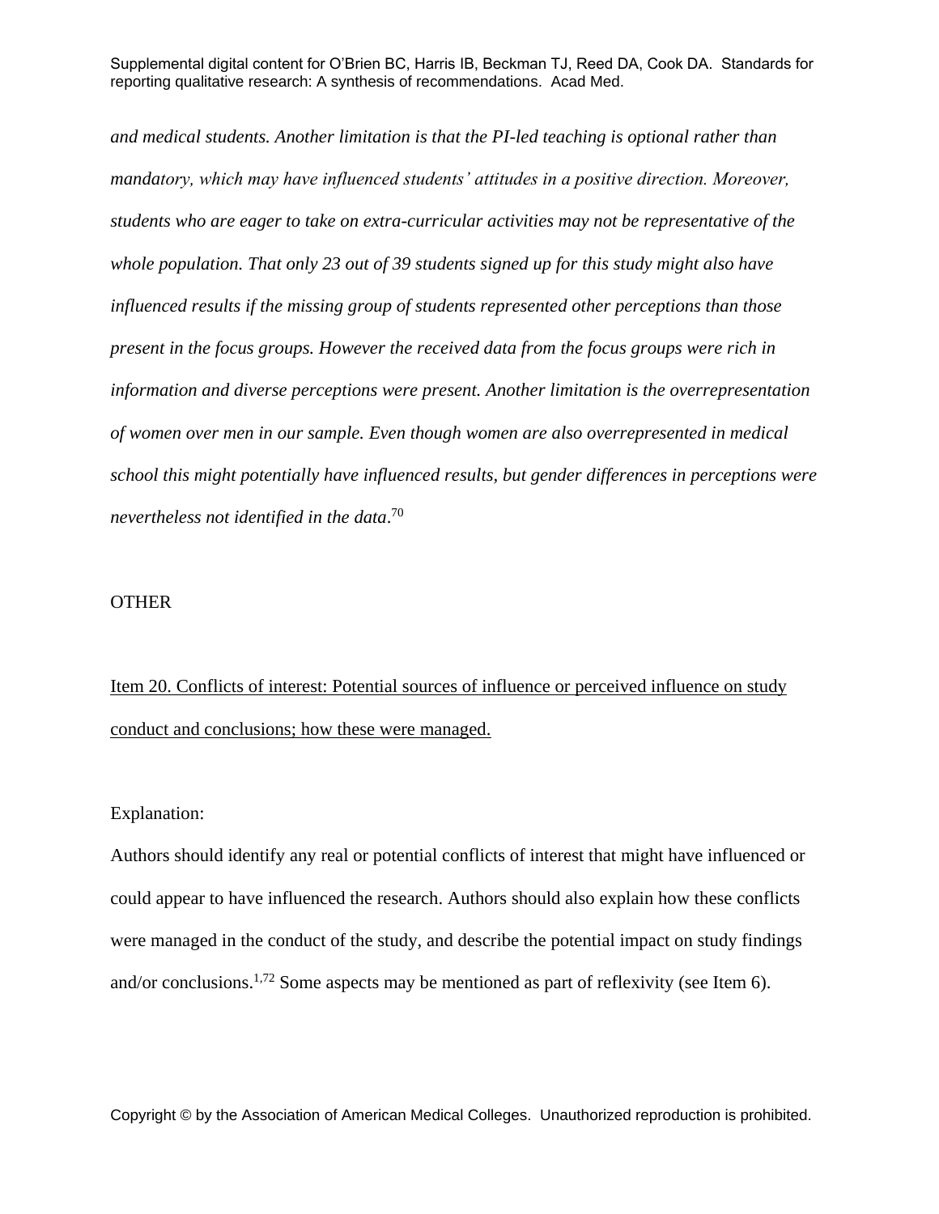*and medical students. Another limitation is that the PI-led teaching is optional rather than mandatory, which may have influenced students' attitudes in a positive direction. Moreover, students who are eager to take on extra-curricular activities may not be representative of the whole population. That only 23 out of 39 students signed up for this study might also have influenced results if the missing group of students represented other perceptions than those present in the focus groups. However the received data from the focus groups were rich in information and diverse perceptions were present. Another limitation is the overrepresentation of women over men in our sample. Even though women are also overrepresented in medical school this might potentially have influenced results, but gender differences in perceptions were nevertheless not identified in the data*.[70]

OTHER

Item 20. Conflicts of interest: Potential sources of influence or perceived influence on study conduct and conclusions; how these were managed.

Explanation:

Authors should identify any real or potential conflicts of interest that might have influenced or could appear to have influenced the research. Authors should also explain how these conflicts were managed in the conduct of the study, and describe the potential impact on study findings and/or conclusions.[1,72] Some aspects may be mentioned as part of reflexivity (see Item 6).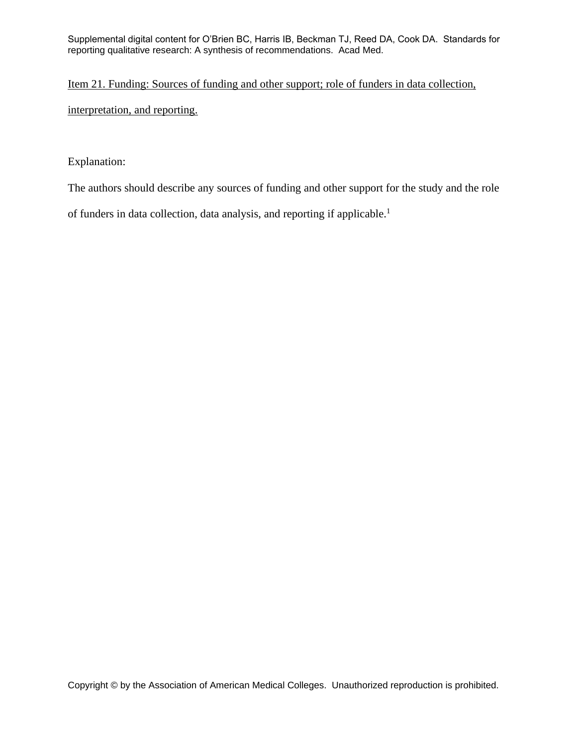Item 21. Funding: Sources of funding and other support; role of funders in data collection, interpretation, and reporting.

Explanation:

The authors should describe any sources of funding and other support for the study and the role of funders in data collection, data analysis, and reporting if applicable.[1]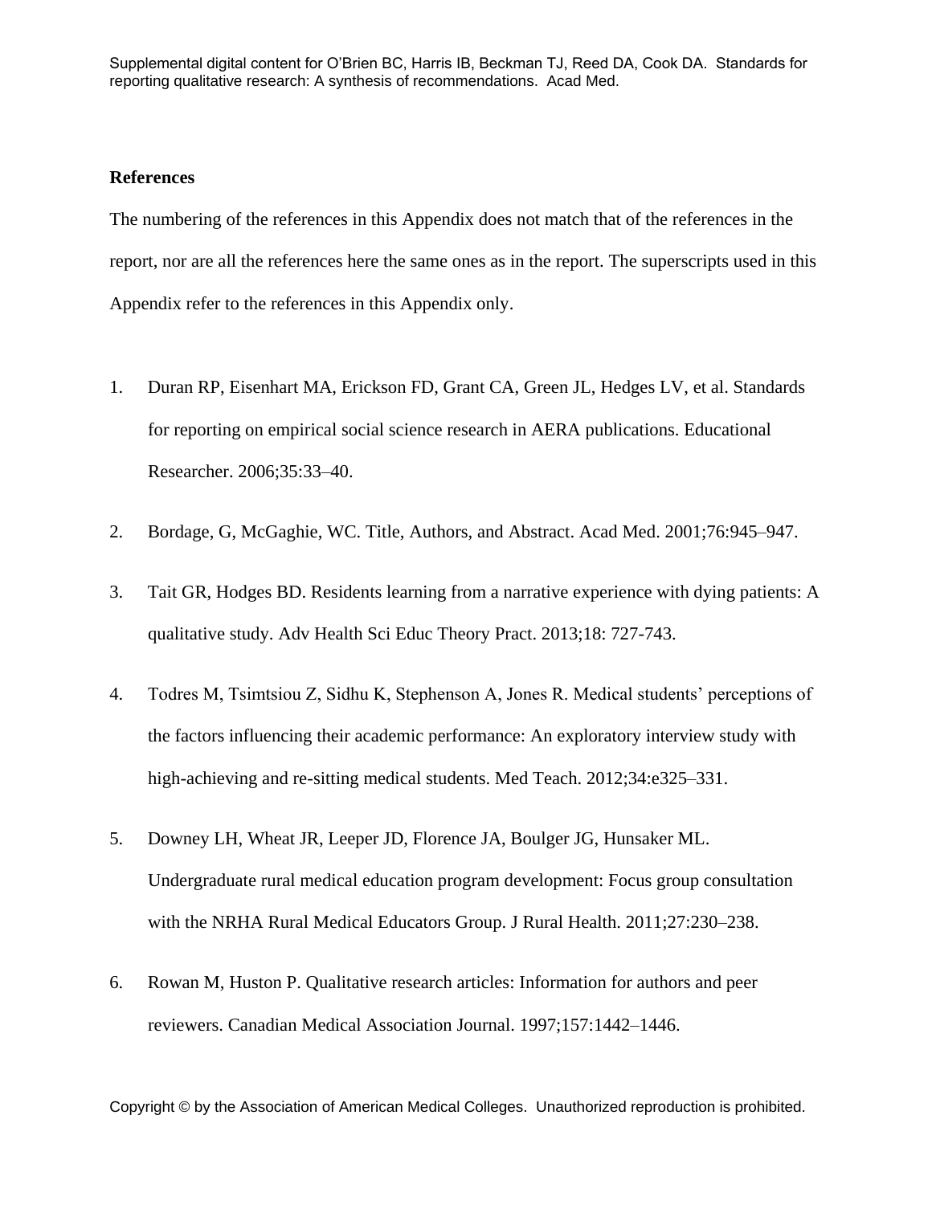## References

The numbering of the references in this Appendix does not match that of the references in the report, nor are all the references here the same ones as in the report. The superscripts used in this Appendix refer to the references in this Appendix only.

1. Duran RP, Eisenhart MA, Erickson FD, Grant CA, Green JL, Hedges LV, et al. Standards for reporting on empirical social science research in AERA publications. Educational Researcher. 2006;35:33–40.
2. Bordage, G, McGaghie, WC. Title, Authors, and Abstract. Acad Med. 2001;76:945–947.
3. Tait GR, Hodges BD. Residents learning from a narrative experience with dying patients: A qualitative study. Adv Health Sci Educ Theory Pract. 2013;18: 727-743.
4. Todres M, Tsimtsiou Z, Sidhu K, Stephenson A, Jones R. Medical students' perceptions of the factors influencing their academic performance: An exploratory interview study with high-achieving and re-sitting medical students. Med Teach. 2012;34:e325–331.
5. Downey LH, Wheat JR, Leeper JD, Florence JA, Boulger JG, Hunsaker ML. Undergraduate rural medical education program development: Focus group consultation with the NRHA Rural Medical Educators Group. J Rural Health. 2011;27:230–238.
6. Rowan M, Huston P. Qualitative research articles: Information for authors and peer reviewers. Canadian Medical Association Journal. 1997;157:1442–1446.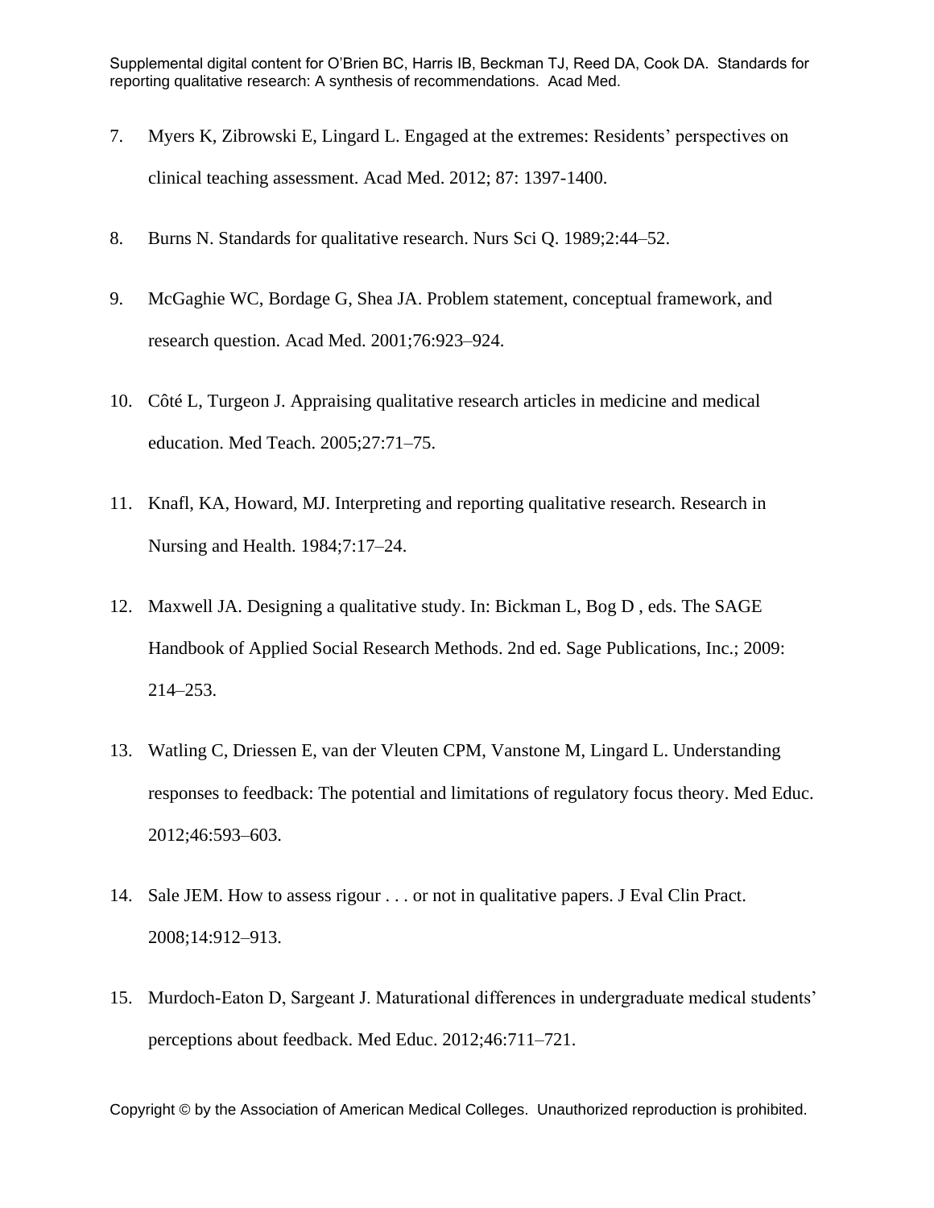7. Myers K, Zibrowski E, Lingard L. Engaged at the extremes: Residents' perspectives on clinical teaching assessment. Acad Med. 2012; 87: 1397-1400.

8. Burns N. Standards for qualitative research. Nurs Sci Q. 1989;2:44–52.

9. McGaghie WC, Bordage G, Shea JA. Problem statement, conceptual framework, and research question. Acad Med. 2001;76:923–924.

10. Côté L, Turgeon J. Appraising qualitative research articles in medicine and medical education. Med Teach. 2005;27:71–75.

11. Knafl, KA, Howard, MJ. Interpreting and reporting qualitative research. Research in Nursing and Health. 1984;7:17–24.

12. Maxwell JA. Designing a qualitative study. In: Bickman L, Bog D , eds. The SAGE Handbook of Applied Social Research Methods. 2nd ed. Sage Publications, Inc.; 2009: 214–253.

13. Watling C, Driessen E, van der Vleuten CPM, Vanstone M, Lingard L. Understanding responses to feedback: The potential and limitations of regulatory focus theory. Med Educ. 2012;46:593–603.

14. Sale JEM. How to assess rigour . . . or not in qualitative papers. J Eval Clin Pract. 2008;14:912–913.

15. Murdoch-Eaton D, Sargeant J. Maturational differences in undergraduate medical students' perceptions about feedback. Med Educ. 2012;46:711–721.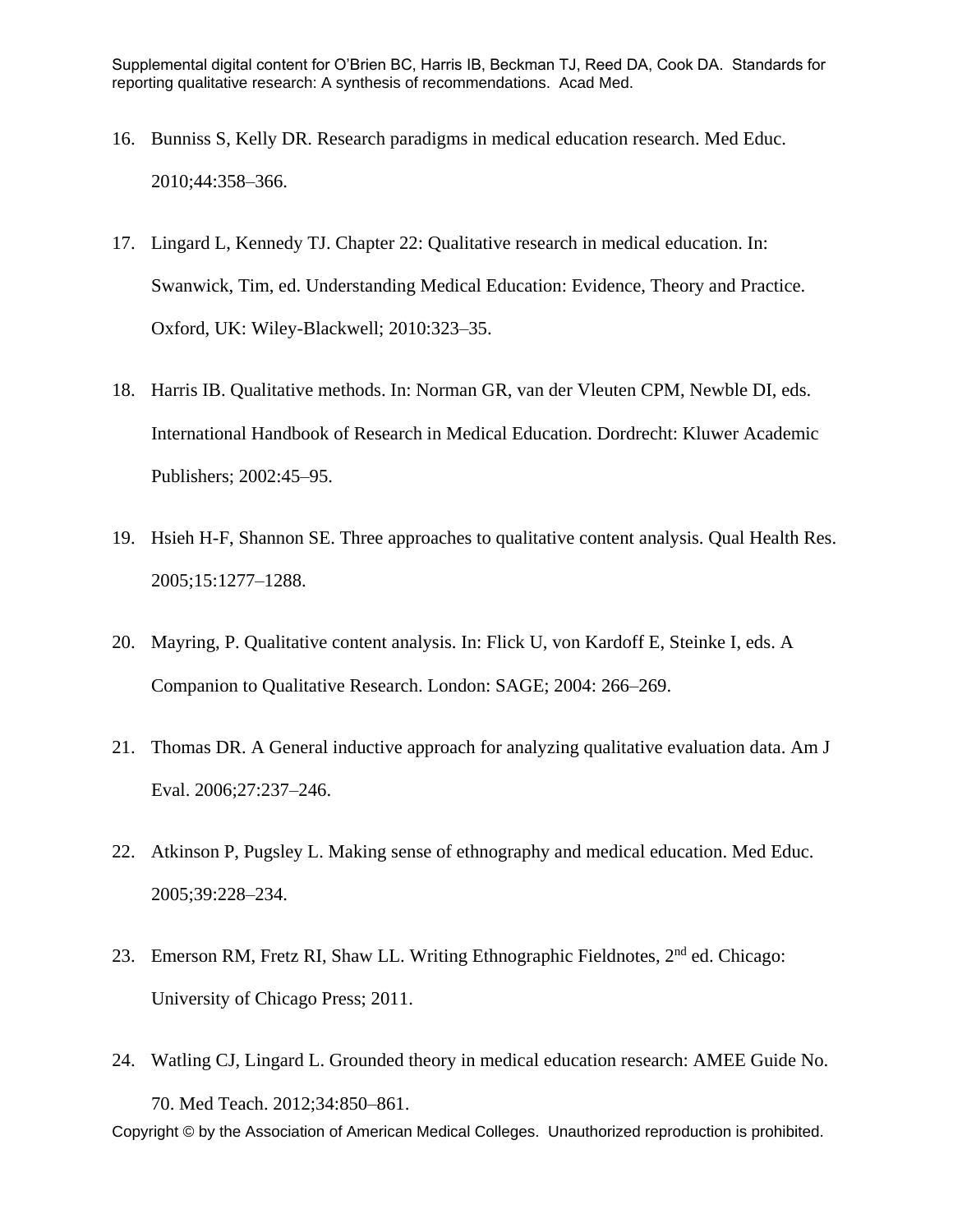16. Bunniss S, Kelly DR. Research paradigms in medical education research. Med Educ. 2010;44:358–366.

17. Lingard L, Kennedy TJ. Chapter 22: Qualitative research in medical education. In: Swanwick, Tim, ed. Understanding Medical Education: Evidence, Theory and Practice. Oxford, UK: Wiley-Blackwell; 2010:323–35.

18. Harris IB. Qualitative methods. In: Norman GR, van der Vleuten CPM, Newble DI, eds. International Handbook of Research in Medical Education. Dordrecht: Kluwer Academic Publishers; 2002:45–95.

19. Hsieh H-F, Shannon SE. Three approaches to qualitative content analysis. Qual Health Res. 2005;15:1277–1288.

20. Mayring, P. Qualitative content analysis. In: Flick U, von Kardoff E, Steinke I, eds. A Companion to Qualitative Research. London: SAGE; 2004: 266–269.

21. Thomas DR. A General inductive approach for analyzing qualitative evaluation data. Am J Eval. 2006;27:237–246.

22. Atkinson P, Pugsley L. Making sense of ethnography and medical education. Med Educ. 2005;39:228–234.

23. Emerson RM, Fretz RI, Shaw LL. Writing Ethnographic Fieldnotes, 2nd ed. Chicago: University of Chicago Press; 2011.

24. Watling CJ, Lingard L. Grounded theory in medical education research: AMEE Guide No. 70. Med Teach. 2012;34:850–861.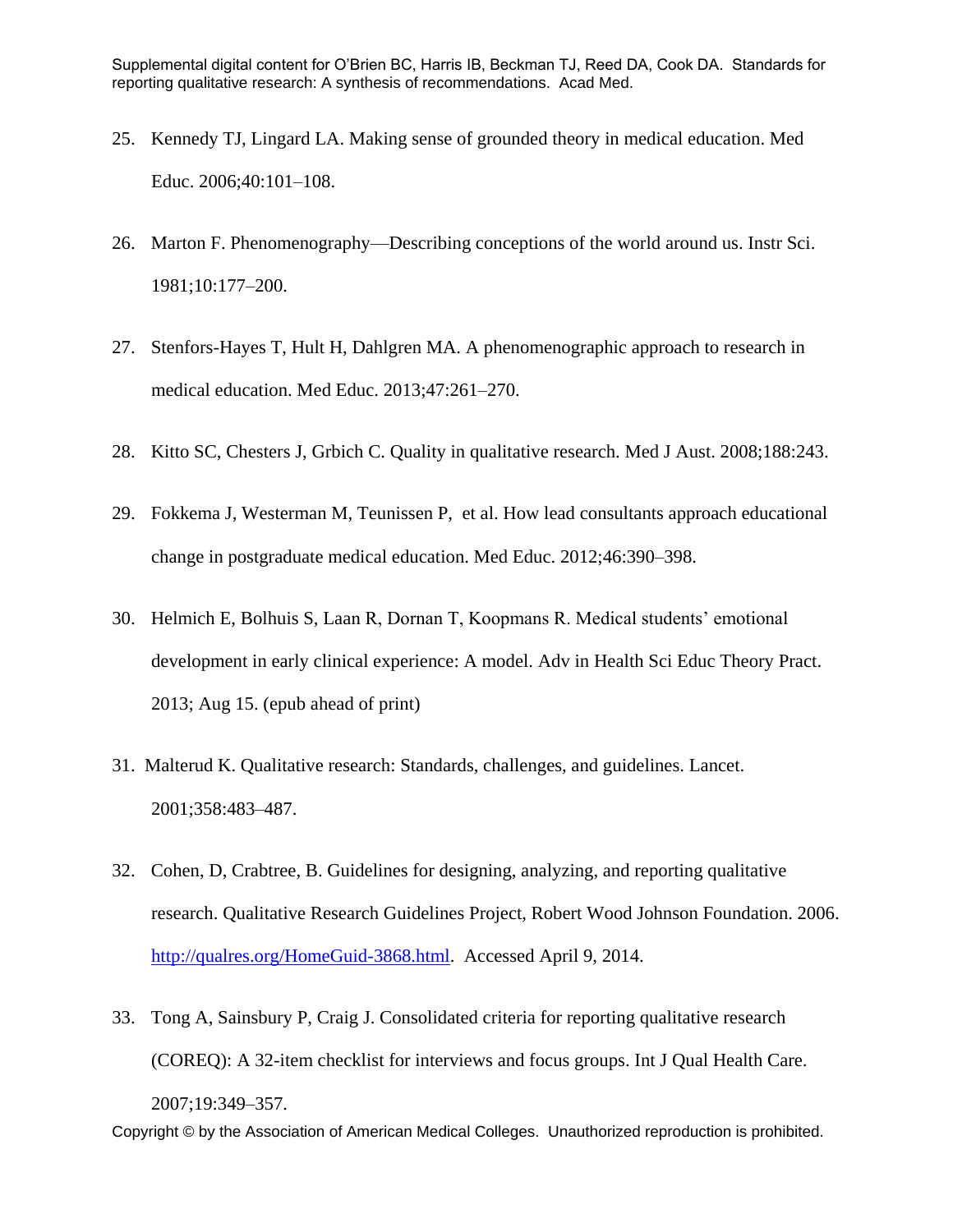25. Kennedy TJ, Lingard LA. Making sense of grounded theory in medical education. Med Educ. 2006;40:101–108.

26. Marton F. Phenomenography—Describing conceptions of the world around us. Instr Sci. 1981;10:177–200.

27. Stenfors-Hayes T, Hult H, Dahlgren MA. A phenomenographic approach to research in medical education. Med Educ. 2013;47:261–270.

28. Kitto SC, Chesters J, Grbich C. Quality in qualitative research. Med J Aust. 2008;188:243.

29. Fokkema J, Westerman M, Teunissen P, et al. How lead consultants approach educational change in postgraduate medical education. Med Educ. 2012;46:390–398.

30. Helmich E, Bolhuis S, Laan R, Dornan T, Koopmans R. Medical students' emotional development in early clinical experience: A model. Adv in Health Sci Educ Theory Pract. 2013; Aug 15. (epub ahead of print)

31. Malterud K. Qualitative research: Standards, challenges, and guidelines. Lancet. 2001;358:483–487.

32. Cohen, D, Crabtree, B. Guidelines for designing, analyzing, and reporting qualitative research. Qualitative Research Guidelines Project, Robert Wood Johnson Foundation. 2006. http://qualres.org/HomeGuid-3868.html. Accessed April 9, 2014.

33. Tong A, Sainsbury P, Craig J. Consolidated criteria for reporting qualitative research (COREQ): A 32-item checklist for interviews and focus groups. Int J Qual Health Care. 2007;19:349–357.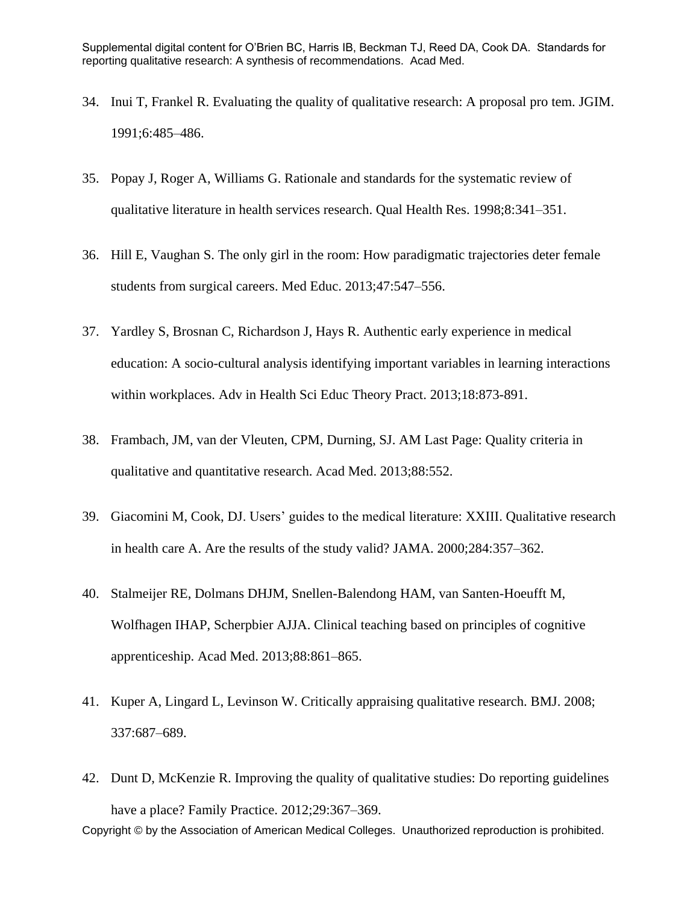34. Inui T, Frankel R. Evaluating the quality of qualitative research: A proposal pro tem. JGIM. 1991;6:485–486.

35. Popay J, Roger A, Williams G. Rationale and standards for the systematic review of qualitative literature in health services research. Qual Health Res. 1998;8:341–351.

36. Hill E, Vaughan S. The only girl in the room: How paradigmatic trajectories deter female students from surgical careers. Med Educ. 2013;47:547–556.

37. Yardley S, Brosnan C, Richardson J, Hays R. Authentic early experience in medical education: A socio-cultural analysis identifying important variables in learning interactions within workplaces. Adv in Health Sci Educ Theory Pract. 2013;18:873-891.

38. Frambach, JM, van der Vleuten, CPM, Durning, SJ. AM Last Page: Quality criteria in qualitative and quantitative research. Acad Med. 2013;88:552.

39. Giacomini M, Cook, DJ. Users' guides to the medical literature: XXIII. Qualitative research in health care A. Are the results of the study valid? JAMA. 2000;284:357–362.

40. Stalmeijer RE, Dolmans DHJM, Snellen-Balendong HAM, van Santen-Hoeufft M, Wolfhagen IHAP, Scherpbier AJJA. Clinical teaching based on principles of cognitive apprenticeship. Acad Med. 2013;88:861–865.

41. Kuper A, Lingard L, Levinson W. Critically appraising qualitative research. BMJ. 2008; 337:687–689.

42. Dunt D, McKenzie R. Improving the quality of qualitative studies: Do reporting guidelines have a place? Family Practice. 2012;29:367–369.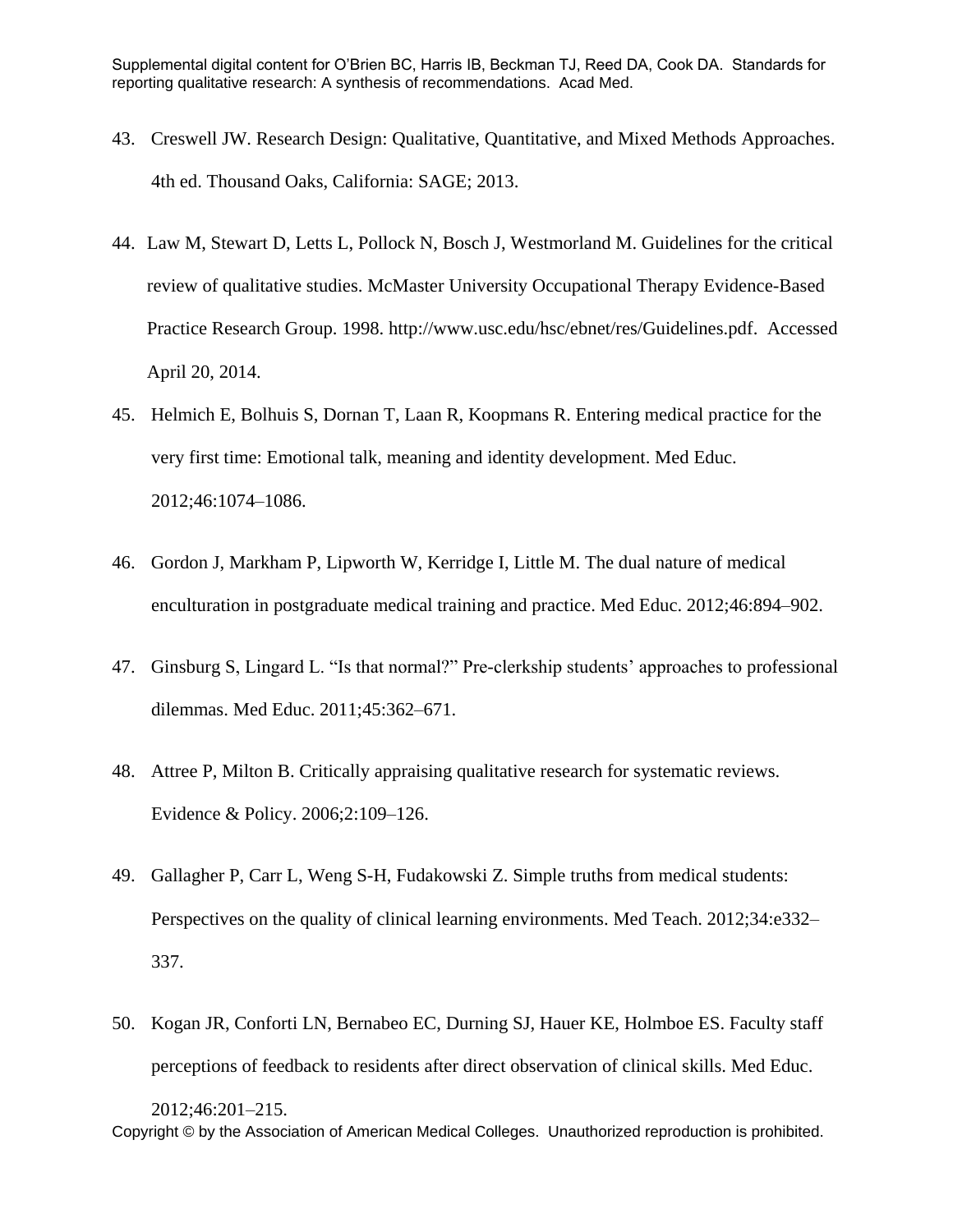43. Creswell JW. Research Design: Qualitative, Quantitative, and Mixed Methods Approaches. 4th ed. Thousand Oaks, California: SAGE; 2013.

44. Law M, Stewart D, Letts L, Pollock N, Bosch J, Westmorland M. Guidelines for the critical review of qualitative studies. McMaster University Occupational Therapy Evidence-Based Practice Research Group. 1998. http://www.usc.edu/hsc/ebnet/res/Guidelines.pdf. Accessed April 20, 2014.

45. Helmich E, Bolhuis S, Dornan T, Laan R, Koopmans R. Entering medical practice for the very first time: Emotional talk, meaning and identity development. Med Educ. 2012;46:1074–1086.

46. Gordon J, Markham P, Lipworth W, Kerridge I, Little M. The dual nature of medical enculturation in postgraduate medical training and practice. Med Educ. 2012;46:894–902.

47. Ginsburg S, Lingard L. "Is that normal?" Pre-clerkship students' approaches to professional dilemmas. Med Educ. 2011;45:362–671.

48. Attree P, Milton B. Critically appraising qualitative research for systematic reviews. Evidence & Policy. 2006;2:109–126.

49. Gallagher P, Carr L, Weng S-H, Fudakowski Z. Simple truths from medical students: Perspectives on the quality of clinical learning environments. Med Teach. 2012;34:e332–337.

50. Kogan JR, Conforti LN, Bernabeo EC, Durning SJ, Hauer KE, Holmboe ES. Faculty staff perceptions of feedback to residents after direct observation of clinical skills. Med Educ. 2012;46:201–215.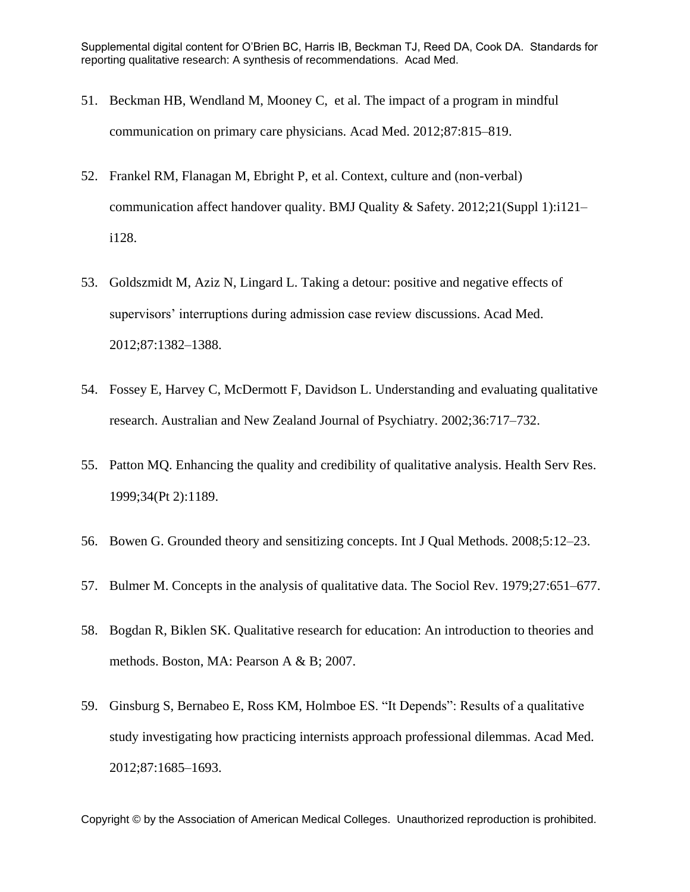51. Beckman HB, Wendland M, Mooney C, et al. The impact of a program in mindful communication on primary care physicians. Acad Med. 2012;87:815–819.

52. Frankel RM, Flanagan M, Ebright P, et al. Context, culture and (non-verbal) communication affect handover quality. BMJ Quality & Safety. 2012;21(Suppl 1):i121–i128.

53. Goldszmidt M, Aziz N, Lingard L. Taking a detour: positive and negative effects of supervisors' interruptions during admission case review discussions. Acad Med. 2012;87:1382–1388.

54. Fossey E, Harvey C, McDermott F, Davidson L. Understanding and evaluating qualitative research. Australian and New Zealand Journal of Psychiatry. 2002;36:717–732.

55. Patton MQ. Enhancing the quality and credibility of qualitative analysis. Health Serv Res. 1999;34(Pt 2):1189.

56. Bowen G. Grounded theory and sensitizing concepts. Int J Qual Methods. 2008;5:12–23.

57. Bulmer M. Concepts in the analysis of qualitative data. The Sociol Rev. 1979;27:651–677.

58. Bogdan R, Biklen SK. Qualitative research for education: An introduction to theories and methods. Boston, MA: Pearson A & B; 2007.

59. Ginsburg S, Bernabeo E, Ross KM, Holmboe ES. "It Depends": Results of a qualitative study investigating how practicing internists approach professional dilemmas. Acad Med. 2012;87:1685–1693.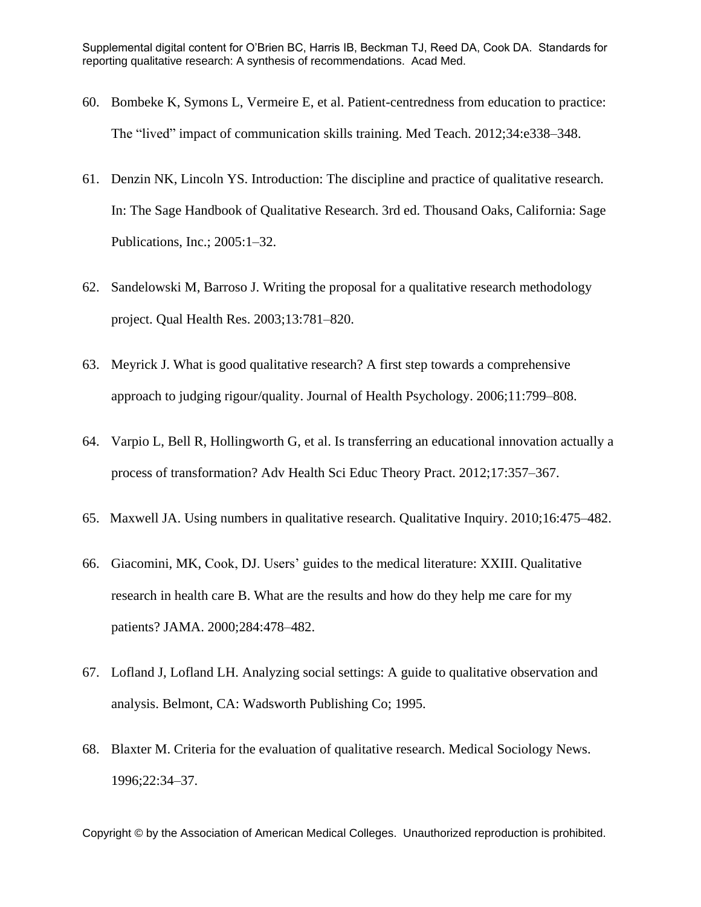60. Bombeke K, Symons L, Vermeire E, et al. Patient-centredness from education to practice: The "lived" impact of communication skills training. Med Teach. 2012;34:e338–348.

61. Denzin NK, Lincoln YS. Introduction: The discipline and practice of qualitative research. In: The Sage Handbook of Qualitative Research. 3rd ed. Thousand Oaks, California: Sage Publications, Inc.; 2005:1–32.

62. Sandelowski M, Barroso J. Writing the proposal for a qualitative research methodology project. Qual Health Res. 2003;13:781–820.

63. Meyrick J. What is good qualitative research? A first step towards a comprehensive approach to judging rigour/quality. Journal of Health Psychology. 2006;11:799–808.

64. Varpio L, Bell R, Hollingworth G, et al. Is transferring an educational innovation actually a process of transformation? Adv Health Sci Educ Theory Pract. 2012;17:357–367.

65. Maxwell JA. Using numbers in qualitative research. Qualitative Inquiry. 2010;16:475–482.

66. Giacomini, MK, Cook, DJ. Users' guides to the medical literature: XXIII. Qualitative research in health care B. What are the results and how do they help me care for my patients? JAMA. 2000;284:478–482.

67. Lofland J, Lofland LH. Analyzing social settings: A guide to qualitative observation and analysis. Belmont, CA: Wadsworth Publishing Co; 1995.

68. Blaxter M. Criteria for the evaluation of qualitative research. Medical Sociology News. 1996;22:34–37.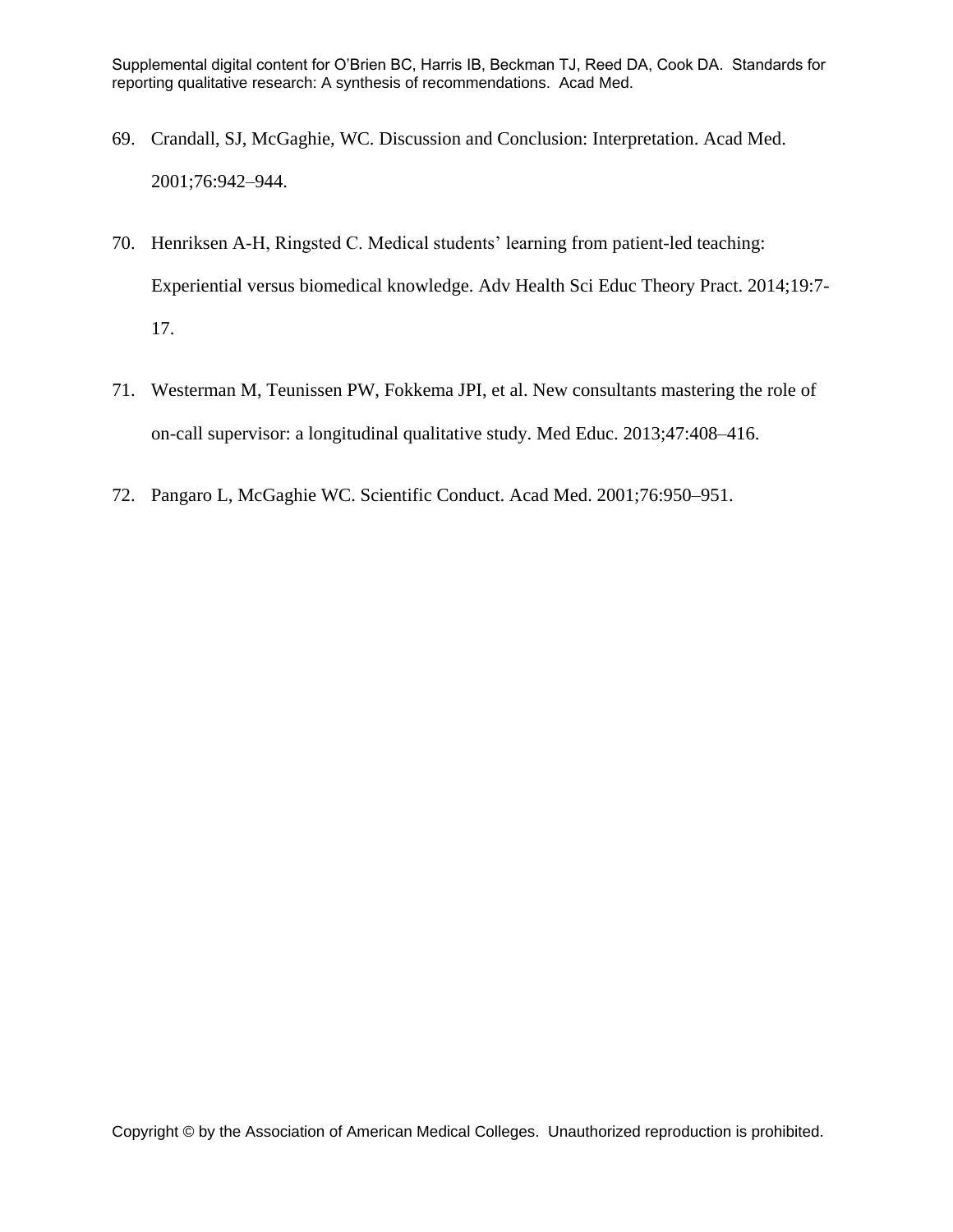69. Crandall, SJ, McGaghie, WC. Discussion and Conclusion: Interpretation. Acad Med. 2001;76:942–944.

70. Henriksen A-H, Ringsted C. Medical students' learning from patient-led teaching: Experiential versus biomedical knowledge. Adv Health Sci Educ Theory Pract. 2014;19:7-17.

71. Westerman M, Teunissen PW, Fokkema JPI, et al. New consultants mastering the role of on-call supervisor: a longitudinal qualitative study. Med Educ. 2013;47:408–416.

72. Pangaro L, McGaghie WC. Scientific Conduct. Acad Med. 2001;76:950–951.